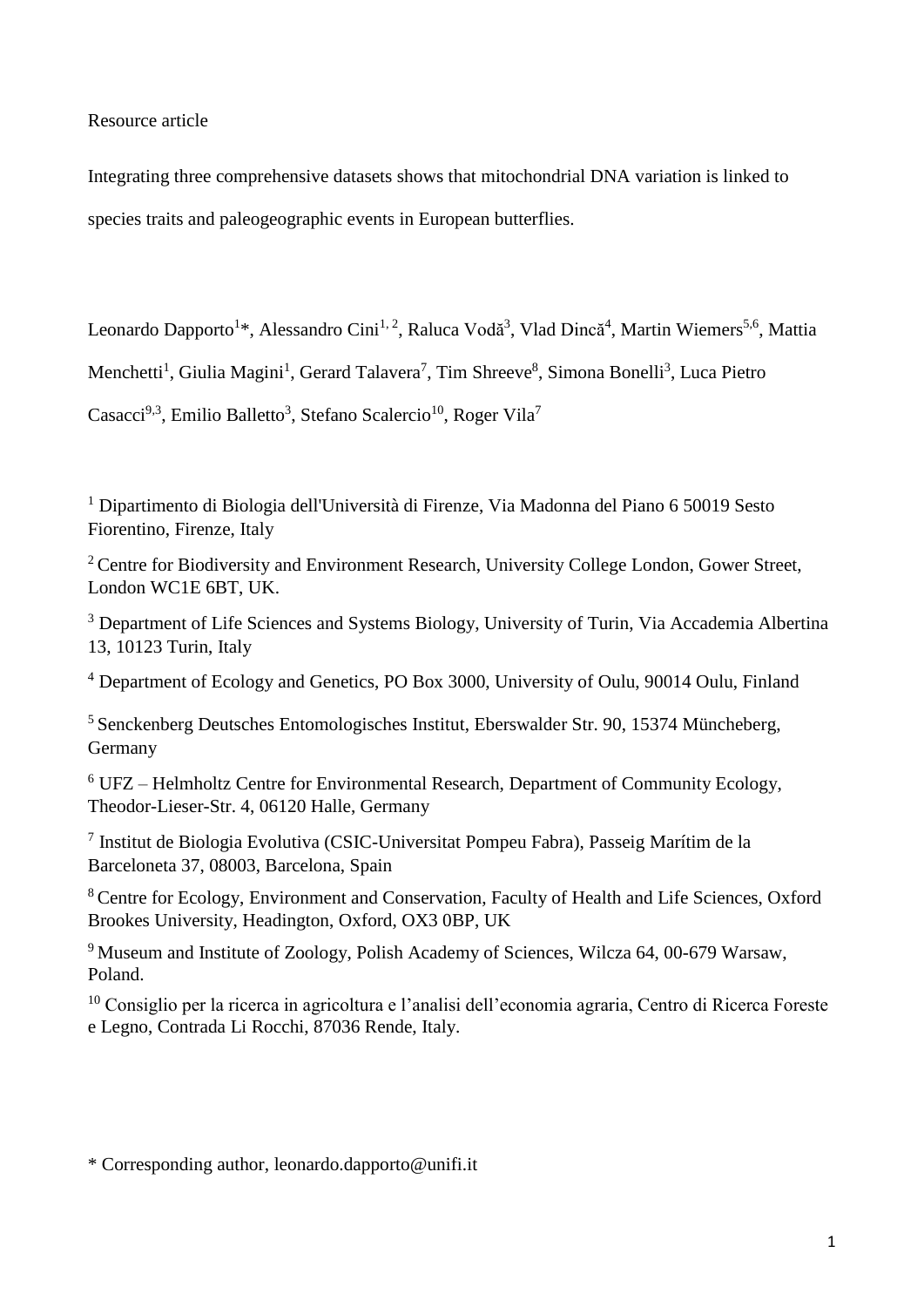Resource article

# Integrating three comprehensive datasets shows that mitochondrial DNA variation is linked to species traits and paleogeographic events in European butterflies.

Leonardo Dapporto[1]*, Alessandro Cini[1, 2], Raluca Vodă[3], Vlad Dincă[4], Martin Wiemers[5,6], Mattia Menchetti[1], Giulia Magini[1], Gerard Talavera[7], Tim Shreeve[8], Simona Bonelli[3], Luca Pietro Casacci[9,3], Emilio Balletto[3], Stefano Scalercio[10], Roger Vila[7]

[1] Dipartimento di Biologia dell'Università di Firenze, Via Madonna del Piano 6 50019 Sesto Fiorentino, Firenze, Italy

[2] Centre for Biodiversity and Environment Research, University College London, Gower Street, London WC1E 6BT, UK.

[3] Department of Life Sciences and Systems Biology, University of Turin, Via Accademia Albertina 13, 10123 Turin, Italy

[4] Department of Ecology and Genetics, PO Box 3000, University of Oulu, 90014 Oulu, Finland

[5] Senckenberg Deutsches Entomologisches Institut, Eberswalder Str. 90, 15374 Müncheberg, Germany

[6] UFZ – Helmholtz Centre for Environmental Research, Department of Community Ecology, Theodor-Lieser-Str. 4, 06120 Halle, Germany

[7] Institut de Biologia Evolutiva (CSIC-Universitat Pompeu Fabra), Passeig Marítim de la Barceloneta 37, 08003, Barcelona, Spain

[8] Centre for Ecology, Environment and Conservation, Faculty of Health and Life Sciences, Oxford Brookes University, Headington, Oxford, OX3 0BP, UK

[9] Museum and Institute of Zoology, Polish Academy of Sciences, Wilcza 64, 00-679 Warsaw, Poland.

[10] Consiglio per la ricerca in agricoltura e l'analisi dell'economia agraria, Centro di Ricerca Foreste e Legno, Contrada Li Rocchi, 87036 Rende, Italy.

\* Corresponding author, leonardo.dapporto@unifi.it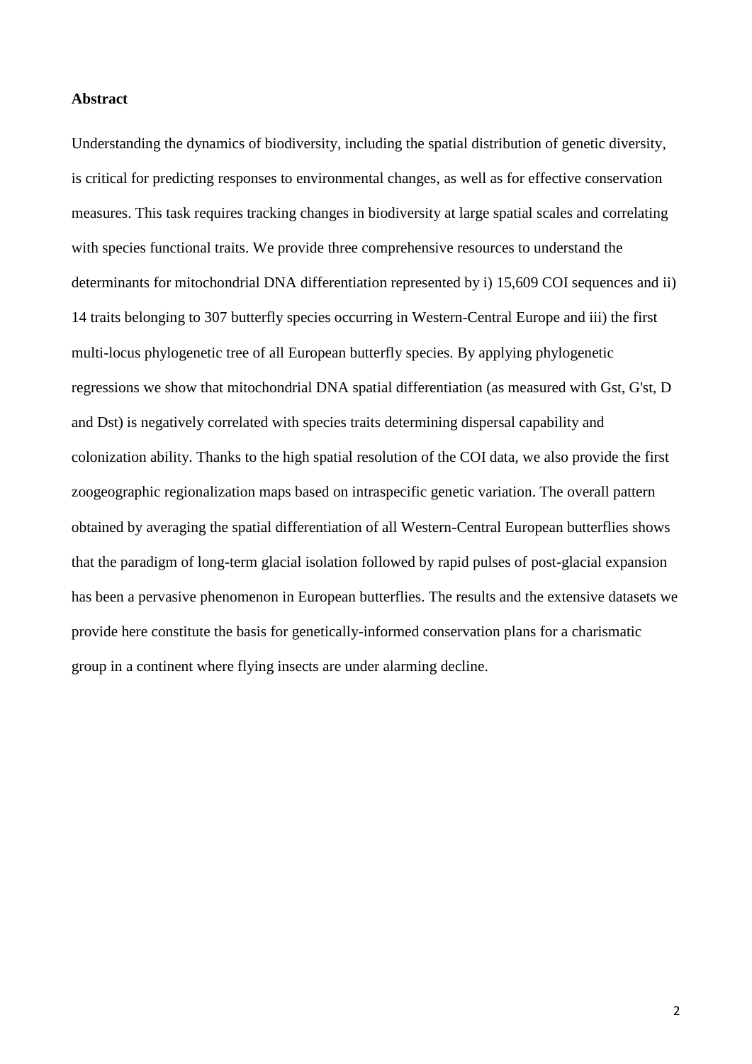**Abstract**

Understanding the dynamics of biodiversity, including the spatial distribution of genetic diversity, is critical for predicting responses to environmental changes, as well as for effective conservation measures. This task requires tracking changes in biodiversity at large spatial scales and correlating with species functional traits. We provide three comprehensive resources to understand the determinants for mitochondrial DNA differentiation represented by i) 15,609 COI sequences and ii) 14 traits belonging to 307 butterfly species occurring in Western-Central Europe and iii) the first multi-locus phylogenetic tree of all European butterfly species. By applying phylogenetic regressions we show that mitochondrial DNA spatial differentiation (as measured with Gst, G'st, D and Dst) is negatively correlated with species traits determining dispersal capability and colonization ability. Thanks to the high spatial resolution of the COI data, we also provide the first zoogeographic regionalization maps based on intraspecific genetic variation. The overall pattern obtained by averaging the spatial differentiation of all Western-Central European butterflies shows that the paradigm of long-term glacial isolation followed by rapid pulses of post-glacial expansion has been a pervasive phenomenon in European butterflies. The results and the extensive datasets we provide here constitute the basis for genetically-informed conservation plans for a charismatic group in a continent where flying insects are under alarming decline.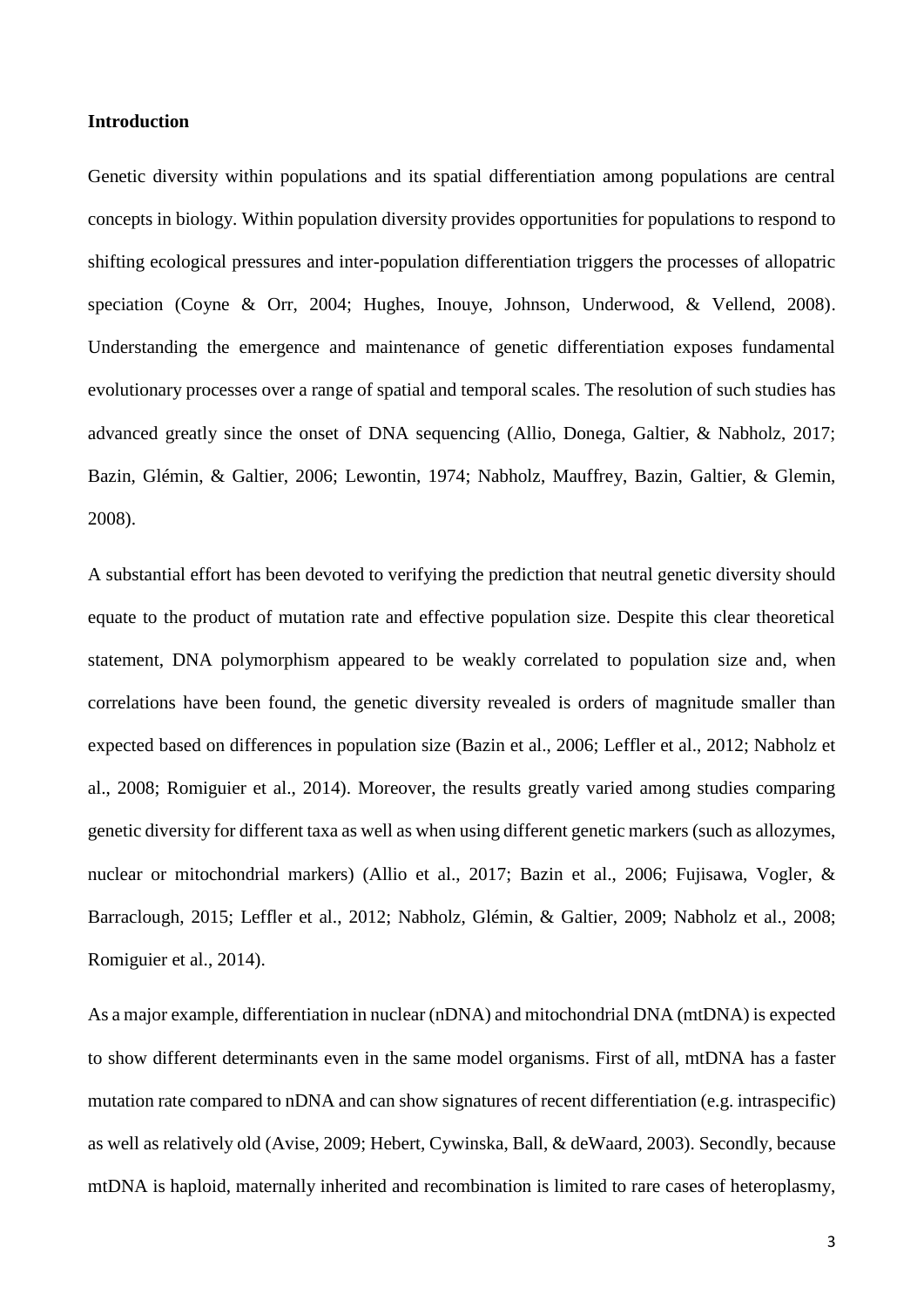**Introduction**

Genetic diversity within populations and its spatial differentiation among populations are central concepts in biology. Within population diversity provides opportunities for populations to respond to shifting ecological pressures and inter-population differentiation triggers the processes of allopatric speciation (Coyne & Orr, 2004; Hughes, Inouye, Johnson, Underwood, & Vellend, 2008). Understanding the emergence and maintenance of genetic differentiation exposes fundamental evolutionary processes over a range of spatial and temporal scales. The resolution of such studies has advanced greatly since the onset of DNA sequencing (Allio, Donega, Galtier, & Nabholz, 2017; Bazin, Glémin, & Galtier, 2006; Lewontin, 1974; Nabholz, Mauffrey, Bazin, Galtier, & Glemin, 2008).

A substantial effort has been devoted to verifying the prediction that neutral genetic diversity should equate to the product of mutation rate and effective population size. Despite this clear theoretical statement, DNA polymorphism appeared to be weakly correlated to population size and, when correlations have been found, the genetic diversity revealed is orders of magnitude smaller than expected based on differences in population size (Bazin et al., 2006; Leffler et al., 2012; Nabholz et al., 2008; Romiguier et al., 2014). Moreover, the results greatly varied among studies comparing genetic diversity for different taxa as well as when using different genetic markers (such as allozymes, nuclear or mitochondrial markers) (Allio et al., 2017; Bazin et al., 2006; Fujisawa, Vogler, & Barraclough, 2015; Leffler et al., 2012; Nabholz, Glémin, & Galtier, 2009; Nabholz et al., 2008; Romiguier et al., 2014).

As a major example, differentiation in nuclear (nDNA) and mitochondrial DNA (mtDNA) is expected to show different determinants even in the same model organisms. First of all, mtDNA has a faster mutation rate compared to nDNA and can show signatures of recent differentiation (e.g. intraspecific) as well as relatively old (Avise, 2009; Hebert, Cywinska, Ball, & deWaard, 2003). Secondly, because mtDNA is haploid, maternally inherited and recombination is limited to rare cases of heteroplasmy,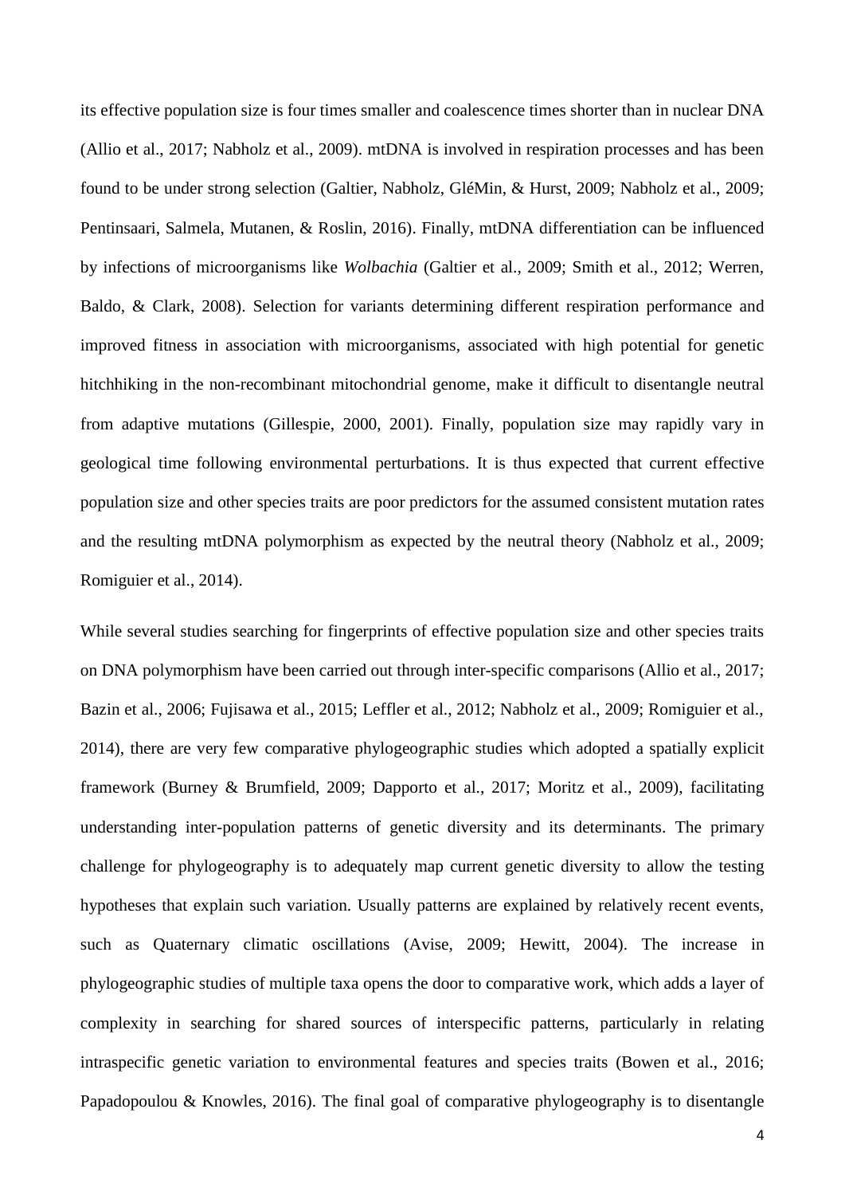its effective population size is four times smaller and coalescence times shorter than in nuclear DNA (Allio et al., 2017; Nabholz et al., 2009). mtDNA is involved in respiration processes and has been found to be under strong selection (Galtier, Nabholz, GléMin, & Hurst, 2009; Nabholz et al., 2009; Pentinsaari, Salmela, Mutanen, & Roslin, 2016). Finally, mtDNA differentiation can be influenced by infections of microorganisms like *Wolbachia* (Galtier et al., 2009; Smith et al., 2012; Werren, Baldo, & Clark, 2008). Selection for variants determining different respiration performance and improved fitness in association with microorganisms, associated with high potential for genetic hitchhiking in the non-recombinant mitochondrial genome, make it difficult to disentangle neutral from adaptive mutations (Gillespie, 2000, 2001). Finally, population size may rapidly vary in geological time following environmental perturbations. It is thus expected that current effective population size and other species traits are poor predictors for the assumed consistent mutation rates and the resulting mtDNA polymorphism as expected by the neutral theory (Nabholz et al., 2009; Romiguier et al., 2014).

While several studies searching for fingerprints of effective population size and other species traits on DNA polymorphism have been carried out through inter-specific comparisons (Allio et al., 2017; Bazin et al., 2006; Fujisawa et al., 2015; Leffler et al., 2012; Nabholz et al., 2009; Romiguier et al., 2014), there are very few comparative phylogeographic studies which adopted a spatially explicit framework (Burney & Brumfield, 2009; Dapporto et al., 2017; Moritz et al., 2009), facilitating understanding inter-population patterns of genetic diversity and its determinants. The primary challenge for phylogeography is to adequately map current genetic diversity to allow the testing hypotheses that explain such variation. Usually patterns are explained by relatively recent events, such as Quaternary climatic oscillations (Avise, 2009; Hewitt, 2004). The increase in phylogeographic studies of multiple taxa opens the door to comparative work, which adds a layer of complexity in searching for shared sources of interspecific patterns, particularly in relating intraspecific genetic variation to environmental features and species traits (Bowen et al., 2016; Papadopoulou & Knowles, 2016). The final goal of comparative phylogeography is to disentangle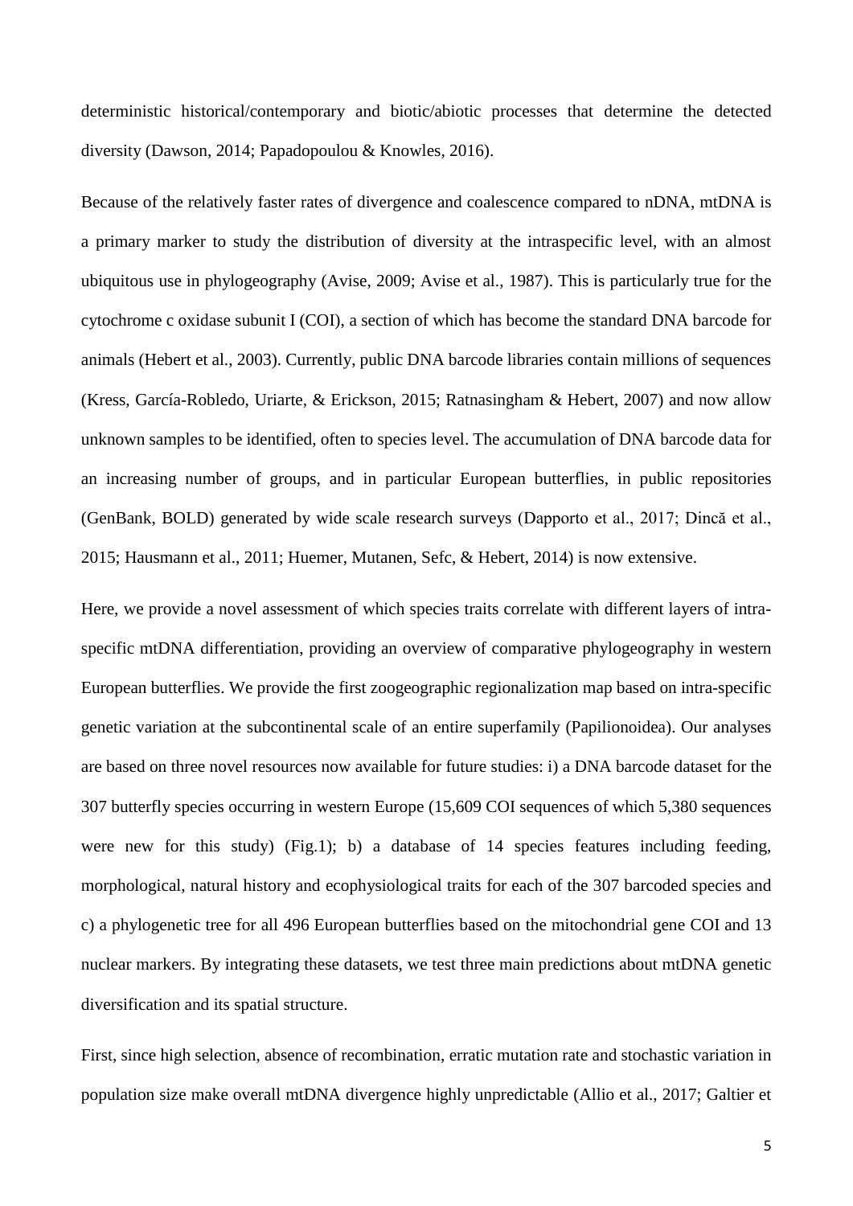deterministic historical/contemporary and biotic/abiotic processes that determine the detected diversity (Dawson, 2014; Papadopoulou & Knowles, 2016).

Because of the relatively faster rates of divergence and coalescence compared to nDNA, mtDNA is a primary marker to study the distribution of diversity at the intraspecific level, with an almost ubiquitous use in phylogeography (Avise, 2009; Avise et al., 1987). This is particularly true for the cytochrome c oxidase subunit I (COI), a section of which has become the standard DNA barcode for animals (Hebert et al., 2003). Currently, public DNA barcode libraries contain millions of sequences (Kress, García-Robledo, Uriarte, & Erickson, 2015; Ratnasingham & Hebert, 2007) and now allow unknown samples to be identified, often to species level. The accumulation of DNA barcode data for an increasing number of groups, and in particular European butterflies, in public repositories (GenBank, BOLD) generated by wide scale research surveys (Dapporto et al., 2017; Dincă et al., 2015; Hausmann et al., 2011; Huemer, Mutanen, Sefc, & Hebert, 2014) is now extensive.

Here, we provide a novel assessment of which species traits correlate with different layers of intra-specific mtDNA differentiation, providing an overview of comparative phylogeography in western European butterflies. We provide the first zoogeographic regionalization map based on intra-specific genetic variation at the subcontinental scale of an entire superfamily (Papilionoidea). Our analyses are based on three novel resources now available for future studies: i) a DNA barcode dataset for the 307 butterfly species occurring in western Europe (15,609 COI sequences of which 5,380 sequences were new for this study) (Fig.1); b) a database of 14 species features including feeding, morphological, natural history and ecophysiological traits for each of the 307 barcoded species and c) a phylogenetic tree for all 496 European butterflies based on the mitochondrial gene COI and 13 nuclear markers. By integrating these datasets, we test three main predictions about mtDNA genetic diversification and its spatial structure.

First, since high selection, absence of recombination, erratic mutation rate and stochastic variation in population size make overall mtDNA divergence highly unpredictable (Allio et al., 2017; Galtier et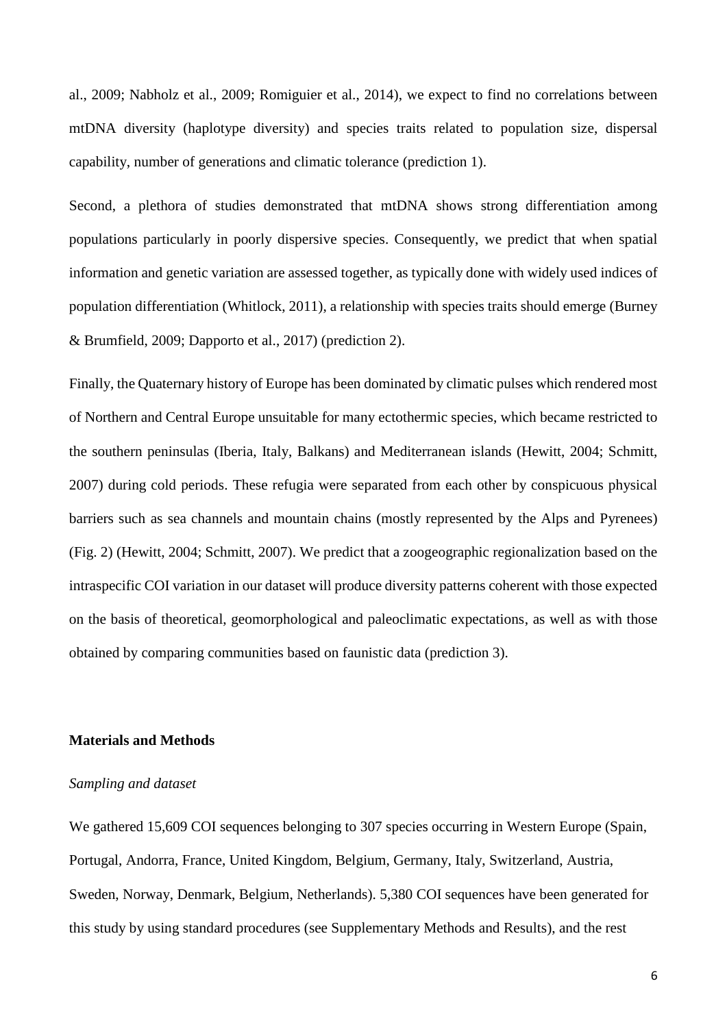al., 2009; Nabholz et al., 2009; Romiguier et al., 2014), we expect to find no correlations between mtDNA diversity (haplotype diversity) and species traits related to population size, dispersal capability, number of generations and climatic tolerance (prediction 1).

Second, a plethora of studies demonstrated that mtDNA shows strong differentiation among populations particularly in poorly dispersive species. Consequently, we predict that when spatial information and genetic variation are assessed together, as typically done with widely used indices of population differentiation (Whitlock, 2011), a relationship with species traits should emerge (Burney & Brumfield, 2009; Dapporto et al., 2017) (prediction 2).

Finally, the Quaternary history of Europe has been dominated by climatic pulses which rendered most of Northern and Central Europe unsuitable for many ectothermic species, which became restricted to the southern peninsulas (Iberia, Italy, Balkans) and Mediterranean islands (Hewitt, 2004; Schmitt, 2007) during cold periods. These refugia were separated from each other by conspicuous physical barriers such as sea channels and mountain chains (mostly represented by the Alps and Pyrenees) (Fig. 2) (Hewitt, 2004; Schmitt, 2007). We predict that a zoogeographic regionalization based on the intraspecific COI variation in our dataset will produce diversity patterns coherent with those expected on the basis of theoretical, geomorphological and paleoclimatic expectations, as well as with those obtained by comparing communities based on faunistic data (prediction 3).

## Materials and Methods

### *Sampling and dataset*

We gathered 15,609 COI sequences belonging to 307 species occurring in Western Europe (Spain, Portugal, Andorra, France, United Kingdom, Belgium, Germany, Italy, Switzerland, Austria, Sweden, Norway, Denmark, Belgium, Netherlands). 5,380 COI sequences have been generated for this study by using standard procedures (see Supplementary Methods and Results), and the rest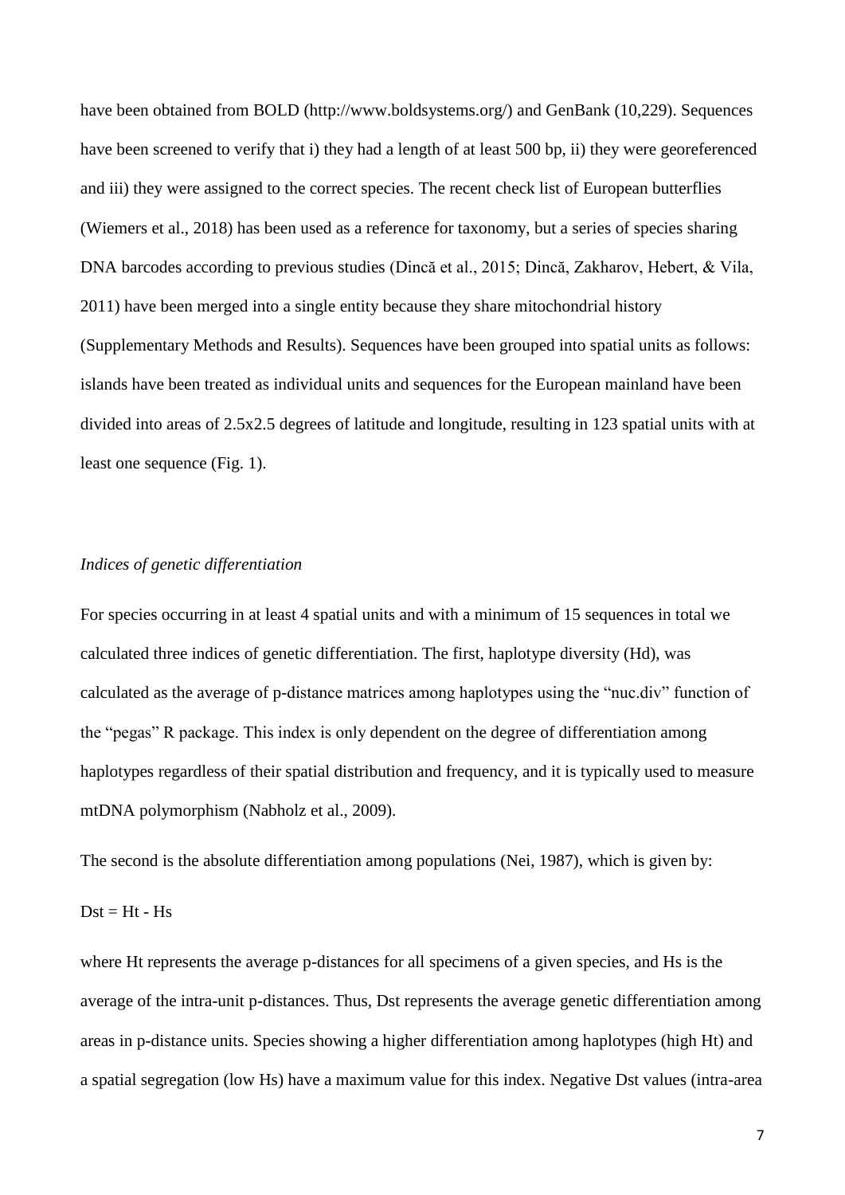have been obtained from BOLD (http://www.boldsystems.org/) and GenBank (10,229). Sequences have been screened to verify that i) they had a length of at least 500 bp, ii) they were georeferenced and iii) they were assigned to the correct species. The recent check list of European butterflies (Wiemers et al., 2018) has been used as a reference for taxonomy, but a series of species sharing DNA barcodes according to previous studies (Dincă et al., 2015; Dincă, Zakharov, Hebert, & Vila, 2011) have been merged into a single entity because they share mitochondrial history (Supplementary Methods and Results). Sequences have been grouped into spatial units as follows: islands have been treated as individual units and sequences for the European mainland have been divided into areas of 2.5x2.5 degrees of latitude and longitude, resulting in 123 spatial units with at least one sequence (Fig. 1).

### *Indices of genetic differentiation*

For species occurring in at least 4 spatial units and with a minimum of 15 sequences in total we calculated three indices of genetic differentiation. The first, haplotype diversity (Hd), was calculated as the average of p-distance matrices among haplotypes using the "nuc.div" function of the "pegas" R package. This index is only dependent on the degree of differentiation among haplotypes regardless of their spatial distribution and frequency, and it is typically used to measure mtDNA polymorphism (Nabholz et al., 2009).

The second is the absolute differentiation among populations (Nei, 1987), which is given by:

$$Dst = Ht - Hs$$

where Ht represents the average p-distances for all specimens of a given species, and Hs is the average of the intra-unit p-distances. Thus, Dst represents the average genetic differentiation among areas in p-distance units. Species showing a higher differentiation among haplotypes (high Ht) and a spatial segregation (low Hs) have a maximum value for this index. Negative Dst values (intra-area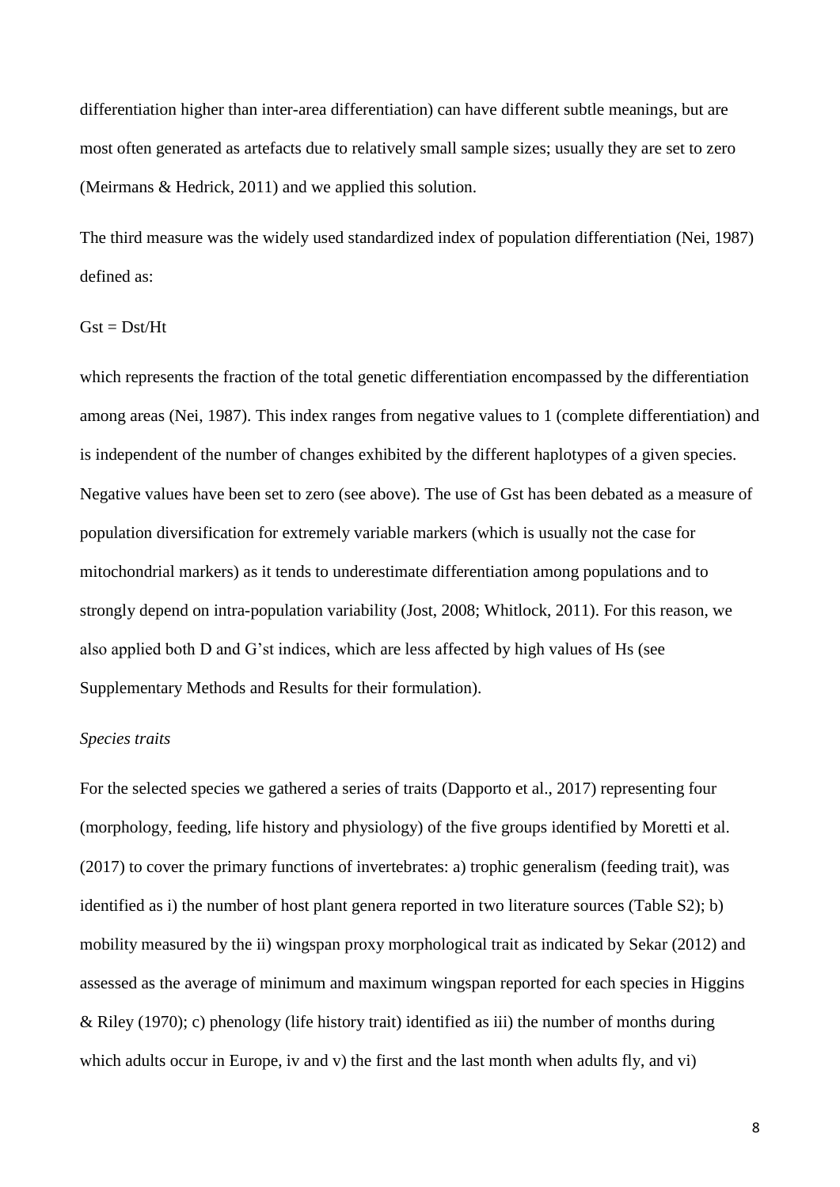differentiation higher than inter-area differentiation) can have different subtle meanings, but are most often generated as artefacts due to relatively small sample sizes; usually they are set to zero (Meirmans & Hedrick, 2011) and we applied this solution.

The third measure was the widely used standardized index of population differentiation (Nei, 1987) defined as:

$$Gst = Dst/Ht$$

which represents the fraction of the total genetic differentiation encompassed by the differentiation among areas (Nei, 1987). This index ranges from negative values to 1 (complete differentiation) and is independent of the number of changes exhibited by the different haplotypes of a given species. Negative values have been set to zero (see above). The use of Gst has been debated as a measure of population diversification for extremely variable markers (which is usually not the case for mitochondrial markers) as it tends to underestimate differentiation among populations and to strongly depend on intra-population variability (Jost, 2008; Whitlock, 2011). For this reason, we also applied both D and G'st indices, which are less affected by high values of Hs (see Supplementary Methods and Results for their formulation).

*Species traits*

For the selected species we gathered a series of traits (Dapporto et al., 2017) representing four (morphology, feeding, life history and physiology) of the five groups identified by Moretti et al. (2017) to cover the primary functions of invertebrates: a) trophic generalism (feeding trait), was identified as i) the number of host plant genera reported in two literature sources (Table S2); b) mobility measured by the ii) wingspan proxy morphological trait as indicated by Sekar (2012) and assessed as the average of minimum and maximum wingspan reported for each species in Higgins & Riley (1970); c) phenology (life history trait) identified as iii) the number of months during which adults occur in Europe, iv and v) the first and the last month when adults fly, and vi)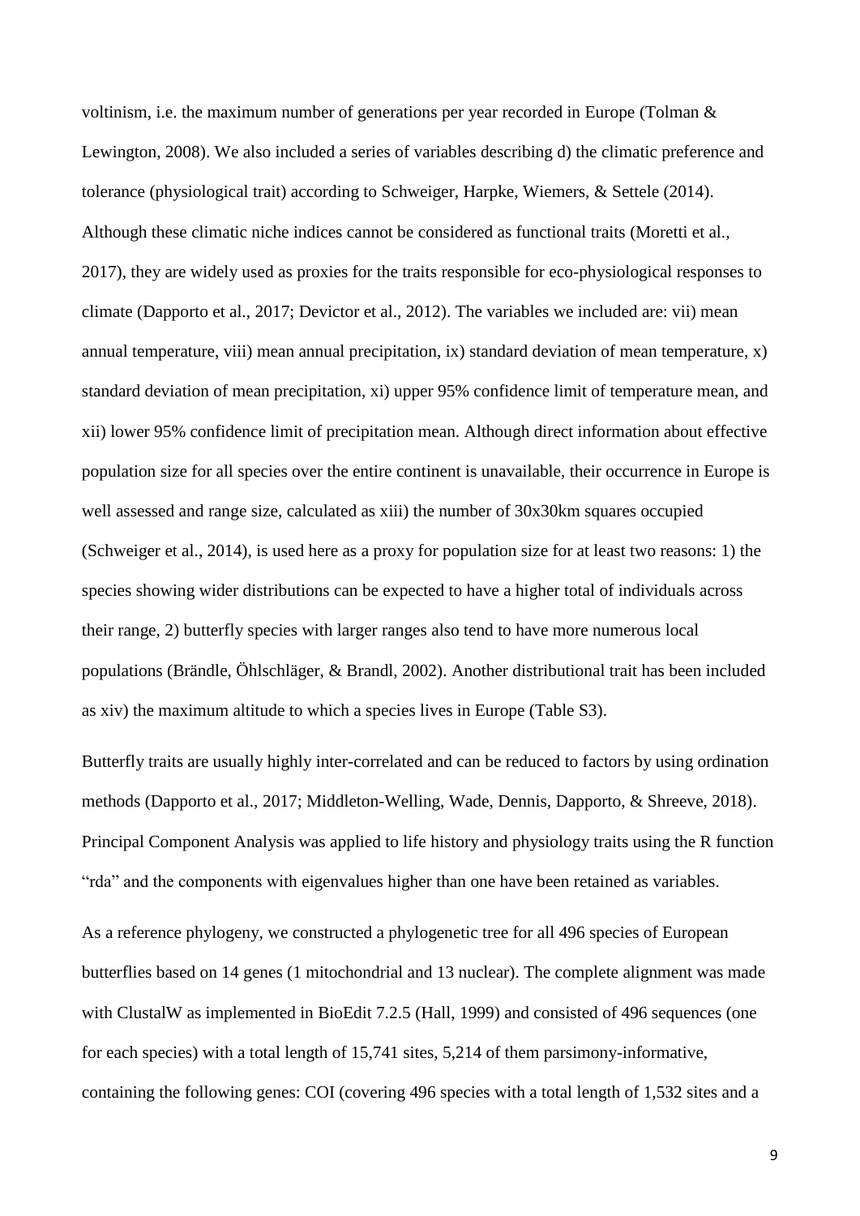voltinism, i.e. the maximum number of generations per year recorded in Europe (Tolman & Lewington, 2008). We also included a series of variables describing d) the climatic preference and tolerance (physiological trait) according to Schweiger, Harpke, Wiemers, & Settele (2014). Although these climatic niche indices cannot be considered as functional traits (Moretti et al., 2017), they are widely used as proxies for the traits responsible for eco-physiological responses to climate (Dapporto et al., 2017; Devictor et al., 2012). The variables we included are: vii) mean annual temperature, viii) mean annual precipitation, ix) standard deviation of mean temperature, x) standard deviation of mean precipitation, xi) upper 95% confidence limit of temperature mean, and xii) lower 95% confidence limit of precipitation mean. Although direct information about effective population size for all species over the entire continent is unavailable, their occurrence in Europe is well assessed and range size, calculated as xiii) the number of 30x30km squares occupied (Schweiger et al., 2014), is used here as a proxy for population size for at least two reasons: 1) the species showing wider distributions can be expected to have a higher total of individuals across their range, 2) butterfly species with larger ranges also tend to have more numerous local populations (Brändle, Öhlschläger, & Brandl, 2002). Another distributional trait has been included as xiv) the maximum altitude to which a species lives in Europe (Table S3).

Butterfly traits are usually highly inter-correlated and can be reduced to factors by using ordination methods (Dapporto et al., 2017; Middleton-Welling, Wade, Dennis, Dapporto, & Shreeve, 2018). Principal Component Analysis was applied to life history and physiology traits using the R function "rda" and the components with eigenvalues higher than one have been retained as variables.

As a reference phylogeny, we constructed a phylogenetic tree for all 496 species of European butterflies based on 14 genes (1 mitochondrial and 13 nuclear). The complete alignment was made with ClustalW as implemented in BioEdit 7.2.5 (Hall, 1999) and consisted of 496 sequences (one for each species) with a total length of 15,741 sites, 5,214 of them parsimony-informative, containing the following genes: COI (covering 496 species with a total length of 1,532 sites and a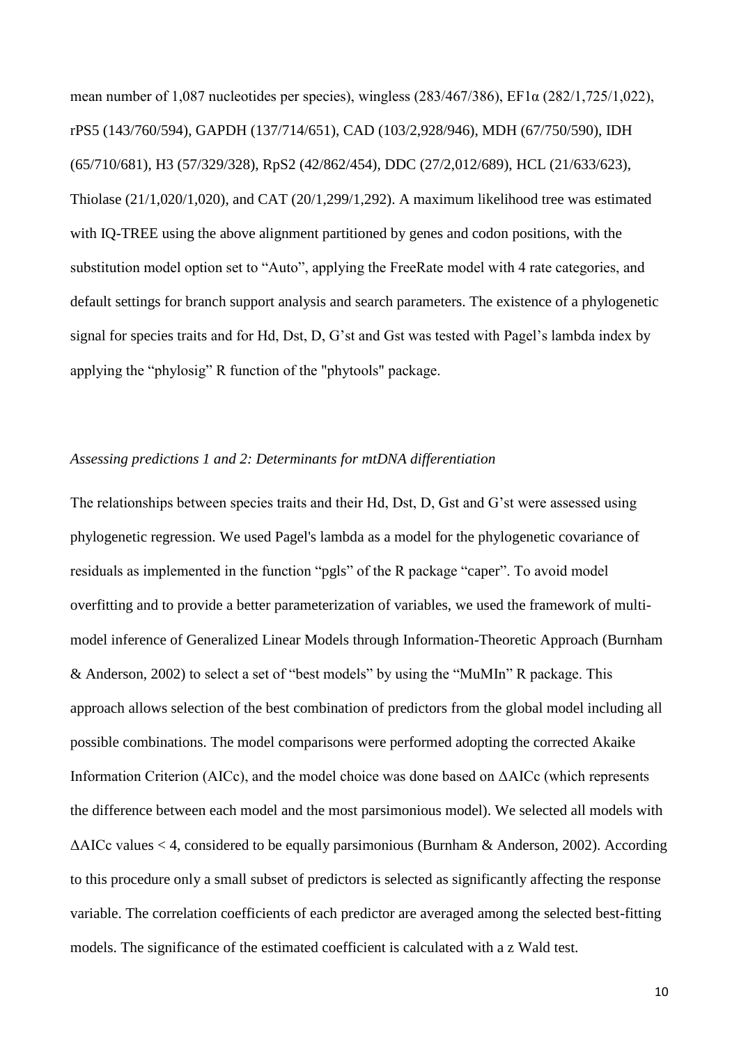mean number of 1,087 nucleotides per species), wingless (283/467/386), EF1α (282/1,725/1,022), rPS5 (143/760/594), GAPDH (137/714/651), CAD (103/2,928/946), MDH (67/750/590), IDH (65/710/681), H3 (57/329/328), RpS2 (42/862/454), DDC (27/2,012/689), HCL (21/633/623), Thiolase (21/1,020/1,020), and CAT (20/1,299/1,292). A maximum likelihood tree was estimated with IQ-TREE using the above alignment partitioned by genes and codon positions, with the substitution model option set to "Auto", applying the FreeRate model with 4 rate categories, and default settings for branch support analysis and search parameters. The existence of a phylogenetic signal for species traits and for Hd, Dst, D, G'st and Gst was tested with Pagel's lambda index by applying the "phylosig" R function of the "phytools" package.

### *Assessing predictions 1 and 2: Determinants for mtDNA differentiation*

The relationships between species traits and their Hd, Dst, D, Gst and G'st were assessed using phylogenetic regression. We used Pagel's lambda as a model for the phylogenetic covariance of residuals as implemented in the function "pgls" of the R package "caper". To avoid model overfitting and to provide a better parameterization of variables, we used the framework of multi-model inference of Generalized Linear Models through Information-Theoretic Approach (Burnham & Anderson, 2002) to select a set of "best models" by using the "MuMIn" R package. This approach allows selection of the best combination of predictors from the global model including all possible combinations. The model comparisons were performed adopting the corrected Akaike Information Criterion (AICc), and the model choice was done based on ΔAICc (which represents the difference between each model and the most parsimonious model). We selected all models with ΔAICc values $< 4$, considered to be equally parsimonious (Burnham & Anderson, 2002). According to this procedure only a small subset of predictors is selected as significantly affecting the response variable. The correlation coefficients of each predictor are averaged among the selected best-fitting models. The significance of the estimated coefficient is calculated with a z Wald test.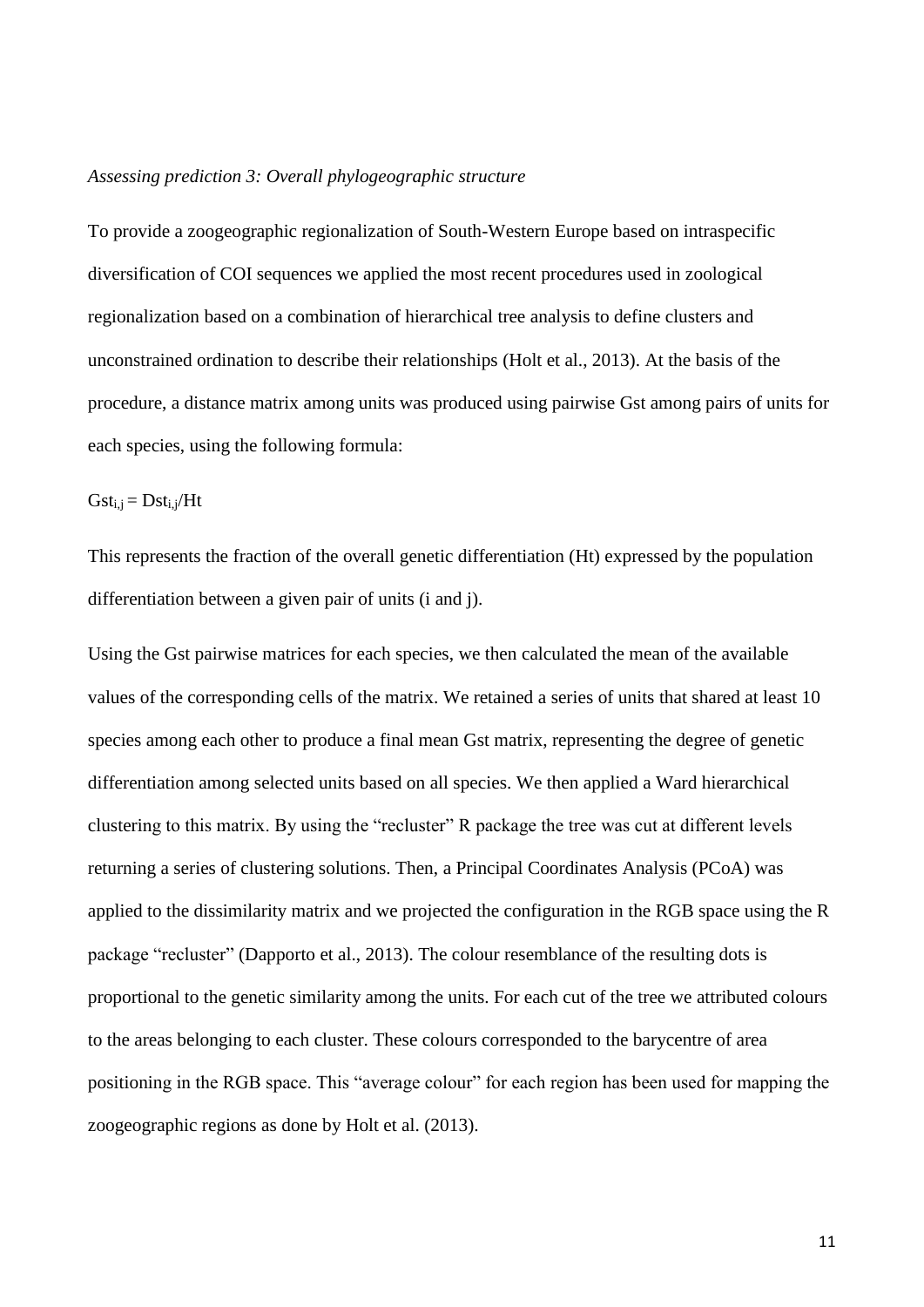*Assessing prediction 3: Overall phylogeographic structure*

To provide a zoogeographic regionalization of South-Western Europe based on intraspecific diversification of COI sequences we applied the most recent procedures used in zoological regionalization based on a combination of hierarchical tree analysis to define clusters and unconstrained ordination to describe their relationships (Holt et al., 2013). At the basis of the procedure, a distance matrix among units was produced using pairwise Gst among pairs of units for each species, using the following formula:

$$Gst_{i,j} = Dst_{i,j}/Ht$$

This represents the fraction of the overall genetic differentiation (Ht) expressed by the population differentiation between a given pair of units (i and j).

Using the Gst pairwise matrices for each species, we then calculated the mean of the available values of the corresponding cells of the matrix. We retained a series of units that shared at least 10 species among each other to produce a final mean Gst matrix, representing the degree of genetic differentiation among selected units based on all species. We then applied a Ward hierarchical clustering to this matrix. By using the "recluster" R package the tree was cut at different levels returning a series of clustering solutions. Then, a Principal Coordinates Analysis (PCoA) was applied to the dissimilarity matrix and we projected the configuration in the RGB space using the R package "recluster" (Dapporto et al., 2013). The colour resemblance of the resulting dots is proportional to the genetic similarity among the units. For each cut of the tree we attributed colours to the areas belonging to each cluster. These colours corresponded to the barycentre of area positioning in the RGB space. This "average colour" for each region has been used for mapping the zoogeographic regions as done by Holt et al. (2013).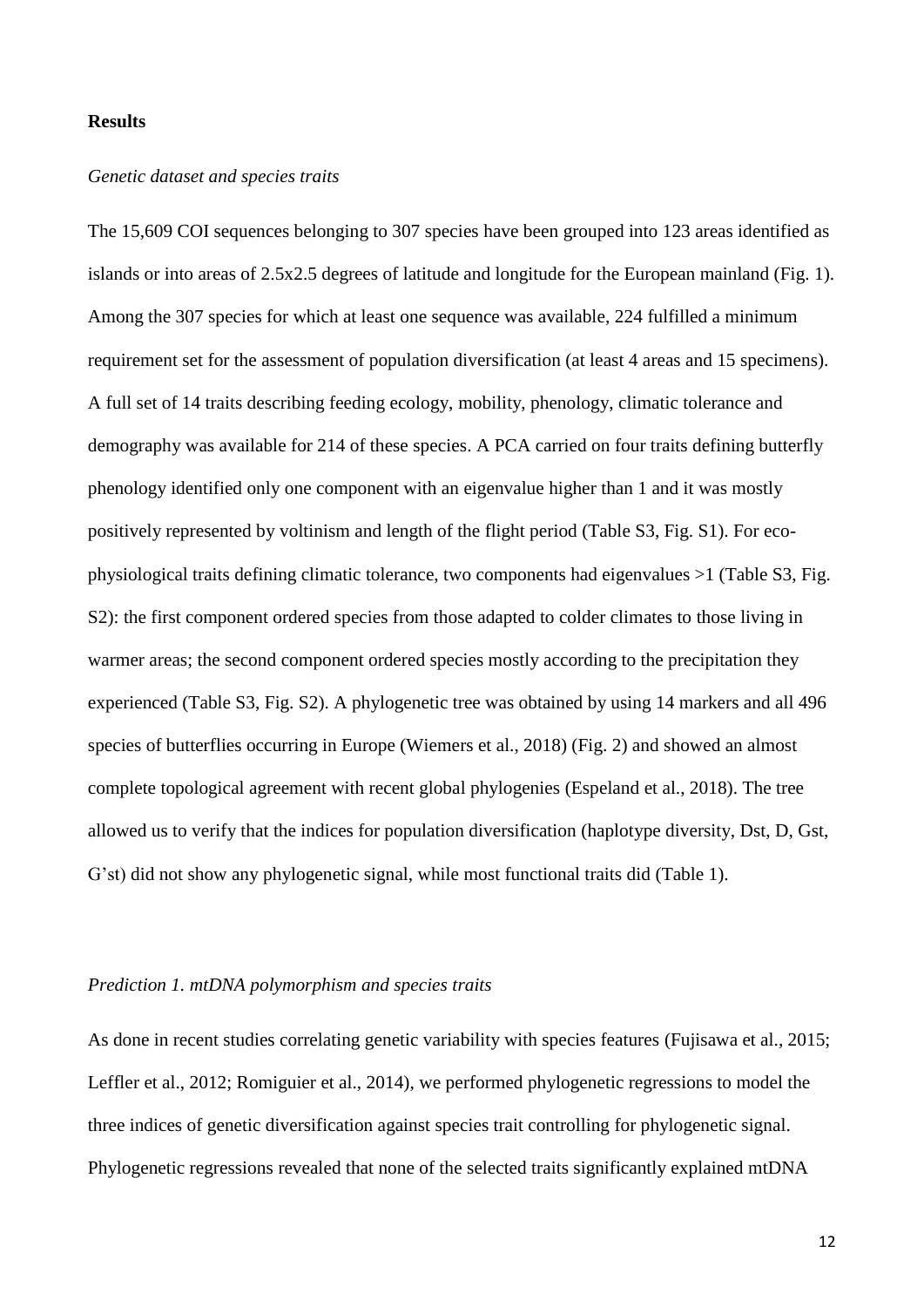## Results

*Genetic dataset and species traits*

The 15,609 COI sequences belonging to 307 species have been grouped into 123 areas identified as islands or into areas of 2.5x2.5 degrees of latitude and longitude for the European mainland (Fig. 1). Among the 307 species for which at least one sequence was available, 224 fulfilled a minimum requirement set for the assessment of population diversification (at least 4 areas and 15 specimens). A full set of 14 traits describing feeding ecology, mobility, phenology, climatic tolerance and demography was available for 214 of these species. A PCA carried on four traits defining butterfly phenology identified only one component with an eigenvalue higher than 1 and it was mostly positively represented by voltinism and length of the flight period (Table S3, Fig. S1). For eco-physiological traits defining climatic tolerance, two components had eigenvalues >1 (Table S3, Fig. S2): the first component ordered species from those adapted to colder climates to those living in warmer areas; the second component ordered species mostly according to the precipitation they experienced (Table S3, Fig. S2). A phylogenetic tree was obtained by using 14 markers and all 496 species of butterflies occurring in Europe (Wiemers et al., 2018) (Fig. 2) and showed an almost complete topological agreement with recent global phylogenies (Espeland et al., 2018). The tree allowed us to verify that the indices for population diversification (haplotype diversity, Dst, D, Gst, G'st) did not show any phylogenetic signal, while most functional traits did (Table 1).

*Prediction 1. mtDNA polymorphism and species traits*

As done in recent studies correlating genetic variability with species features (Fujisawa et al., 2015; Leffler et al., 2012; Romiguier et al., 2014), we performed phylogenetic regressions to model the three indices of genetic diversification against species trait controlling for phylogenetic signal. Phylogenetic regressions revealed that none of the selected traits significantly explained mtDNA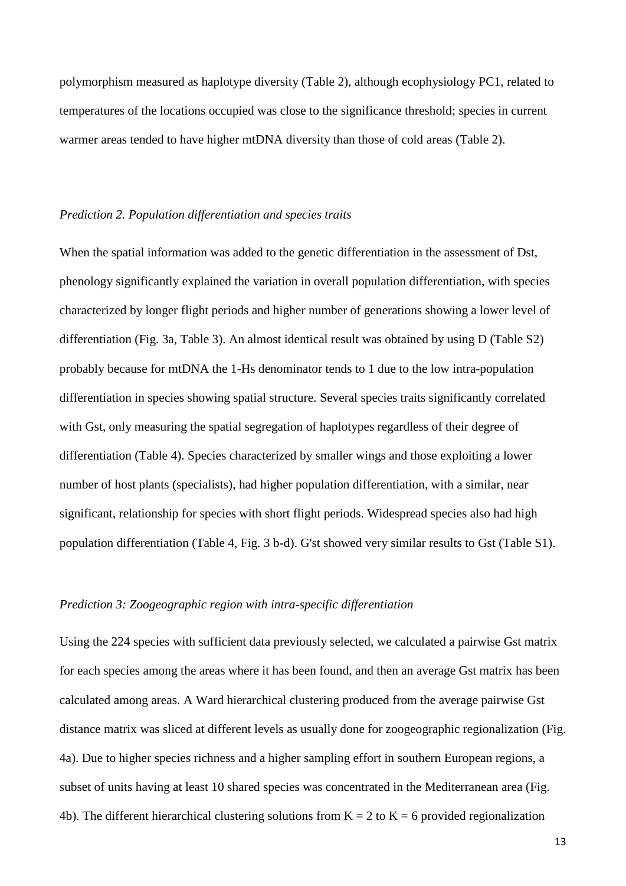polymorphism measured as haplotype diversity (Table 2), although ecophysiology PC1, related to temperatures of the locations occupied was close to the significance threshold; species in current warmer areas tended to have higher mtDNA diversity than those of cold areas (Table 2).

*Prediction 2. Population differentiation and species traits*

When the spatial information was added to the genetic differentiation in the assessment of Dst, phenology significantly explained the variation in overall population differentiation, with species characterized by longer flight periods and higher number of generations showing a lower level of differentiation (Fig. 3a, Table 3). An almost identical result was obtained by using D (Table S2) probably because for mtDNA the 1-Hs denominator tends to 1 due to the low intra-population differentiation in species showing spatial structure. Several species traits significantly correlated with Gst, only measuring the spatial segregation of haplotypes regardless of their degree of differentiation (Table 4). Species characterized by smaller wings and those exploiting a lower number of host plants (specialists), had higher population differentiation, with a similar, near significant, relationship for species with short flight periods. Widespread species also had high population differentiation (Table 4, Fig. 3 b-d). G'st showed very similar results to Gst (Table S1).

*Prediction 3: Zoogeographic region with intra-specific differentiation*

Using the 224 species with sufficient data previously selected, we calculated a pairwise Gst matrix for each species among the areas where it has been found, and then an average Gst matrix has been calculated among areas. A Ward hierarchical clustering produced from the average pairwise Gst distance matrix was sliced at different levels as usually done for zoogeographic regionalization (Fig. 4a). Due to higher species richness and a higher sampling effort in southern European regions, a subset of units having at least 10 shared species was concentrated in the Mediterranean area (Fig. 4b). The different hierarchical clustering solutions from $K = 2$ to $K = 6$ provided regionalization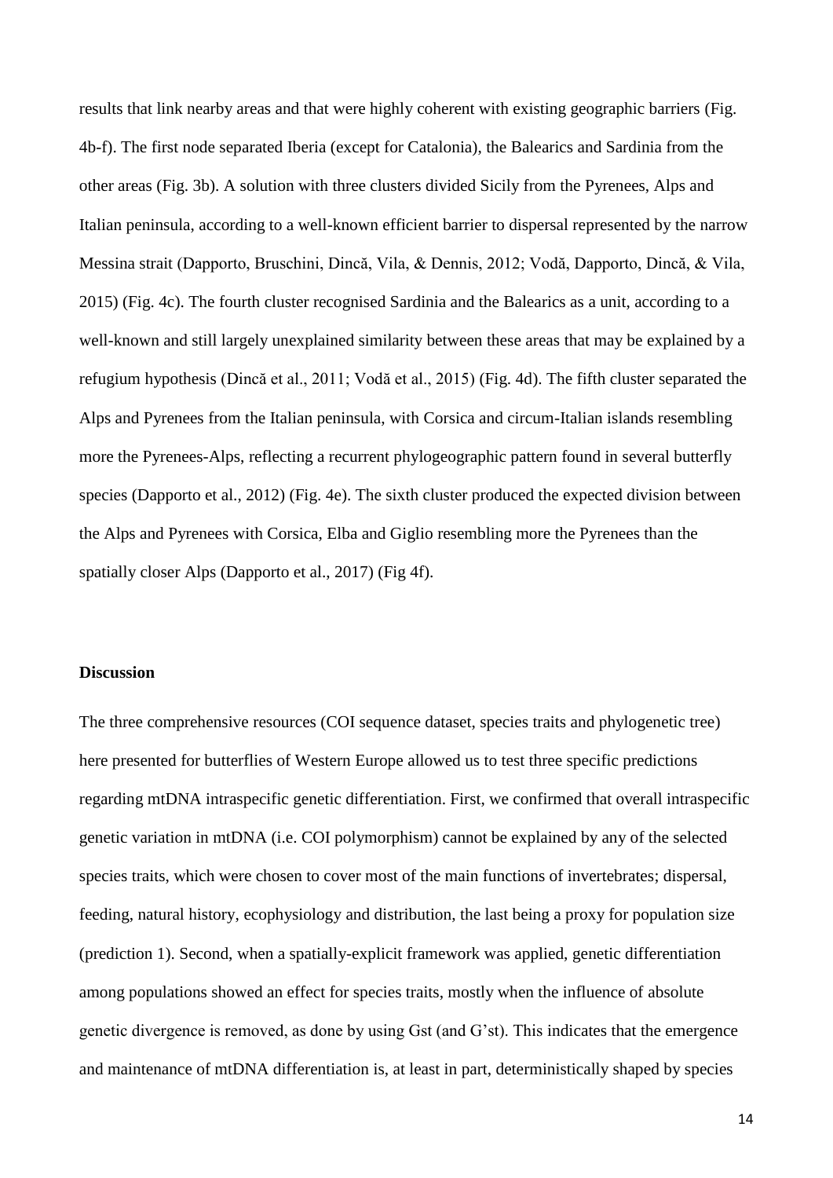results that link nearby areas and that were highly coherent with existing geographic barriers (Fig. 4b-f). The first node separated Iberia (except for Catalonia), the Balearics and Sardinia from the other areas (Fig. 3b). A solution with three clusters divided Sicily from the Pyrenees, Alps and Italian peninsula, according to a well-known efficient barrier to dispersal represented by the narrow Messina strait (Dapporto, Bruschini, Dincă, Vila, & Dennis, 2012; Vodă, Dapporto, Dincă, & Vila, 2015) (Fig. 4c). The fourth cluster recognised Sardinia and the Balearics as a unit, according to a well-known and still largely unexplained similarity between these areas that may be explained by a refugium hypothesis (Dincă et al., 2011; Vodă et al., 2015) (Fig. 4d). The fifth cluster separated the Alps and Pyrenees from the Italian peninsula, with Corsica and circum-Italian islands resembling more the Pyrenees-Alps, reflecting a recurrent phylogeographic pattern found in several butterfly species (Dapporto et al., 2012) (Fig. 4e). The sixth cluster produced the expected division between the Alps and Pyrenees with Corsica, Elba and Giglio resembling more the Pyrenees than the spatially closer Alps (Dapporto et al., 2017) (Fig 4f).

## Discussion

The three comprehensive resources (COI sequence dataset, species traits and phylogenetic tree) here presented for butterflies of Western Europe allowed us to test three specific predictions regarding mtDNA intraspecific genetic differentiation. First, we confirmed that overall intraspecific genetic variation in mtDNA (i.e. COI polymorphism) cannot be explained by any of the selected species traits, which were chosen to cover most of the main functions of invertebrates; dispersal, feeding, natural history, ecophysiology and distribution, the last being a proxy for population size (prediction 1). Second, when a spatially-explicit framework was applied, genetic differentiation among populations showed an effect for species traits, mostly when the influence of absolute genetic divergence is removed, as done by using Gst (and G'st). This indicates that the emergence and maintenance of mtDNA differentiation is, at least in part, deterministically shaped by species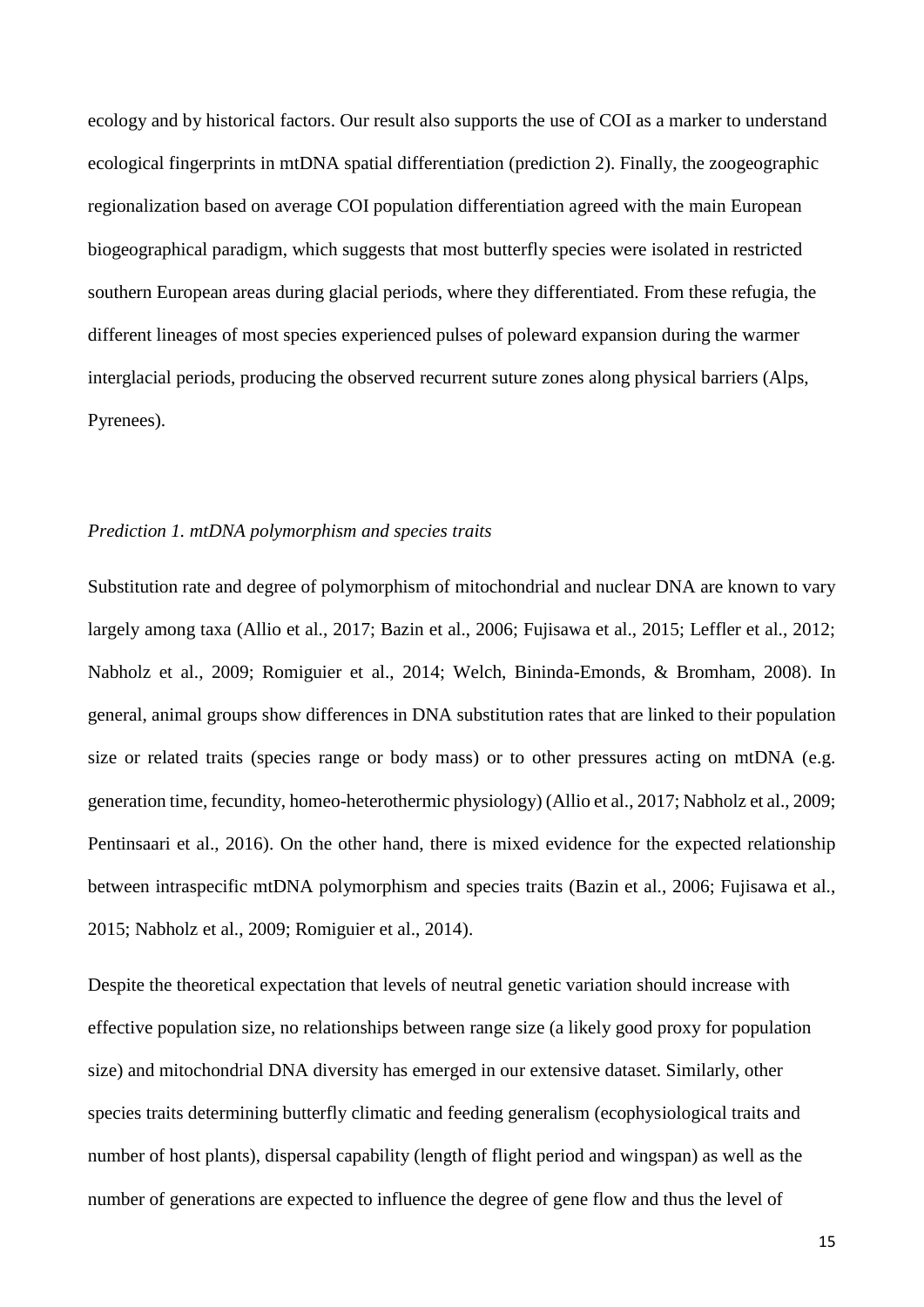ecology and by historical factors. Our result also supports the use of COI as a marker to understand ecological fingerprints in mtDNA spatial differentiation (prediction 2). Finally, the zoogeographic regionalization based on average COI population differentiation agreed with the main European biogeographical paradigm, which suggests that most butterfly species were isolated in restricted southern European areas during glacial periods, where they differentiated. From these refugia, the different lineages of most species experienced pulses of poleward expansion during the warmer interglacial periods, producing the observed recurrent suture zones along physical barriers (Alps, Pyrenees).

*Prediction 1. mtDNA polymorphism and species traits*

Substitution rate and degree of polymorphism of mitochondrial and nuclear DNA are known to vary largely among taxa (Allio et al., 2017; Bazin et al., 2006; Fujisawa et al., 2015; Leffler et al., 2012; Nabholz et al., 2009; Romiguier et al., 2014; Welch, Bininda-Emonds, & Bromham, 2008). In general, animal groups show differences in DNA substitution rates that are linked to their population size or related traits (species range or body mass) or to other pressures acting on mtDNA (e.g. generation time, fecundity, homeo-heterothermic physiology) (Allio et al., 2017; Nabholz et al., 2009; Pentinsaari et al., 2016). On the other hand, there is mixed evidence for the expected relationship between intraspecific mtDNA polymorphism and species traits (Bazin et al., 2006; Fujisawa et al., 2015; Nabholz et al., 2009; Romiguier et al., 2014).

Despite the theoretical expectation that levels of neutral genetic variation should increase with effective population size, no relationships between range size (a likely good proxy for population size) and mitochondrial DNA diversity has emerged in our extensive dataset. Similarly, other species traits determining butterfly climatic and feeding generalism (ecophysiological traits and number of host plants), dispersal capability (length of flight period and wingspan) as well as the number of generations are expected to influence the degree of gene flow and thus the level of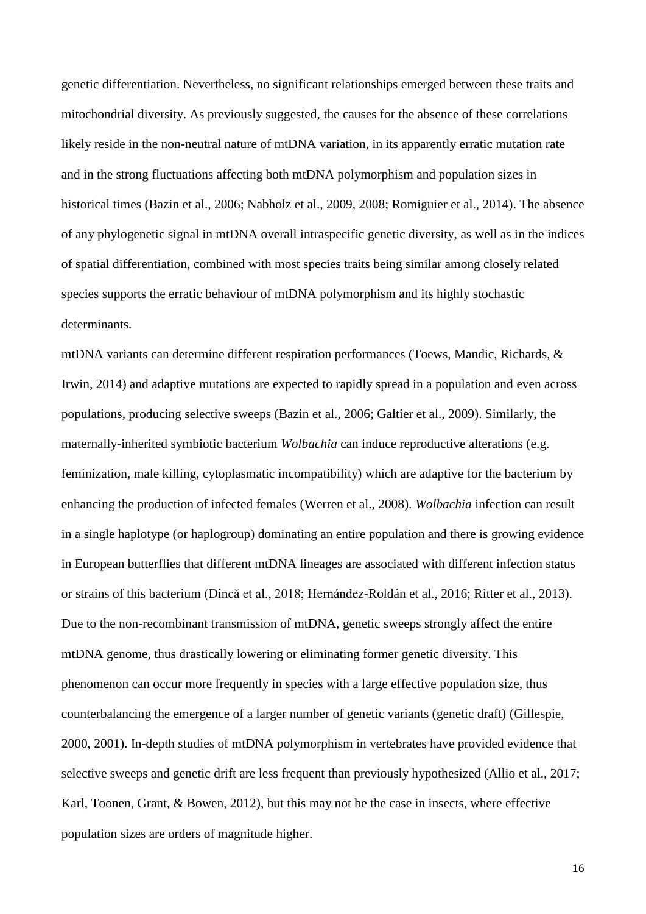genetic differentiation. Nevertheless, no significant relationships emerged between these traits and mitochondrial diversity. As previously suggested, the causes for the absence of these correlations likely reside in the non-neutral nature of mtDNA variation, in its apparently erratic mutation rate and in the strong fluctuations affecting both mtDNA polymorphism and population sizes in historical times (Bazin et al., 2006; Nabholz et al., 2009, 2008; Romiguier et al., 2014). The absence of any phylogenetic signal in mtDNA overall intraspecific genetic diversity, as well as in the indices of spatial differentiation, combined with most species traits being similar among closely related species supports the erratic behaviour of mtDNA polymorphism and its highly stochastic determinants.

mtDNA variants can determine different respiration performances (Toews, Mandic, Richards, & Irwin, 2014) and adaptive mutations are expected to rapidly spread in a population and even across populations, producing selective sweeps (Bazin et al., 2006; Galtier et al., 2009). Similarly, the maternally-inherited symbiotic bacterium *Wolbachia* can induce reproductive alterations (e.g. feminization, male killing, cytoplasmatic incompatibility) which are adaptive for the bacterium by enhancing the production of infected females (Werren et al., 2008). *Wolbachia* infection can result in a single haplotype (or haplogroup) dominating an entire population and there is growing evidence in European butterflies that different mtDNA lineages are associated with different infection status or strains of this bacterium (Dincă et al., 2018; Hernández-Roldán et al., 2016; Ritter et al., 2013). Due to the non-recombinant transmission of mtDNA, genetic sweeps strongly affect the entire mtDNA genome, thus drastically lowering or eliminating former genetic diversity. This phenomenon can occur more frequently in species with a large effective population size, thus counterbalancing the emergence of a larger number of genetic variants (genetic draft) (Gillespie, 2000, 2001). In-depth studies of mtDNA polymorphism in vertebrates have provided evidence that selective sweeps and genetic drift are less frequent than previously hypothesized (Allio et al., 2017; Karl, Toonen, Grant, & Bowen, 2012), but this may not be the case in insects, where effective population sizes are orders of magnitude higher.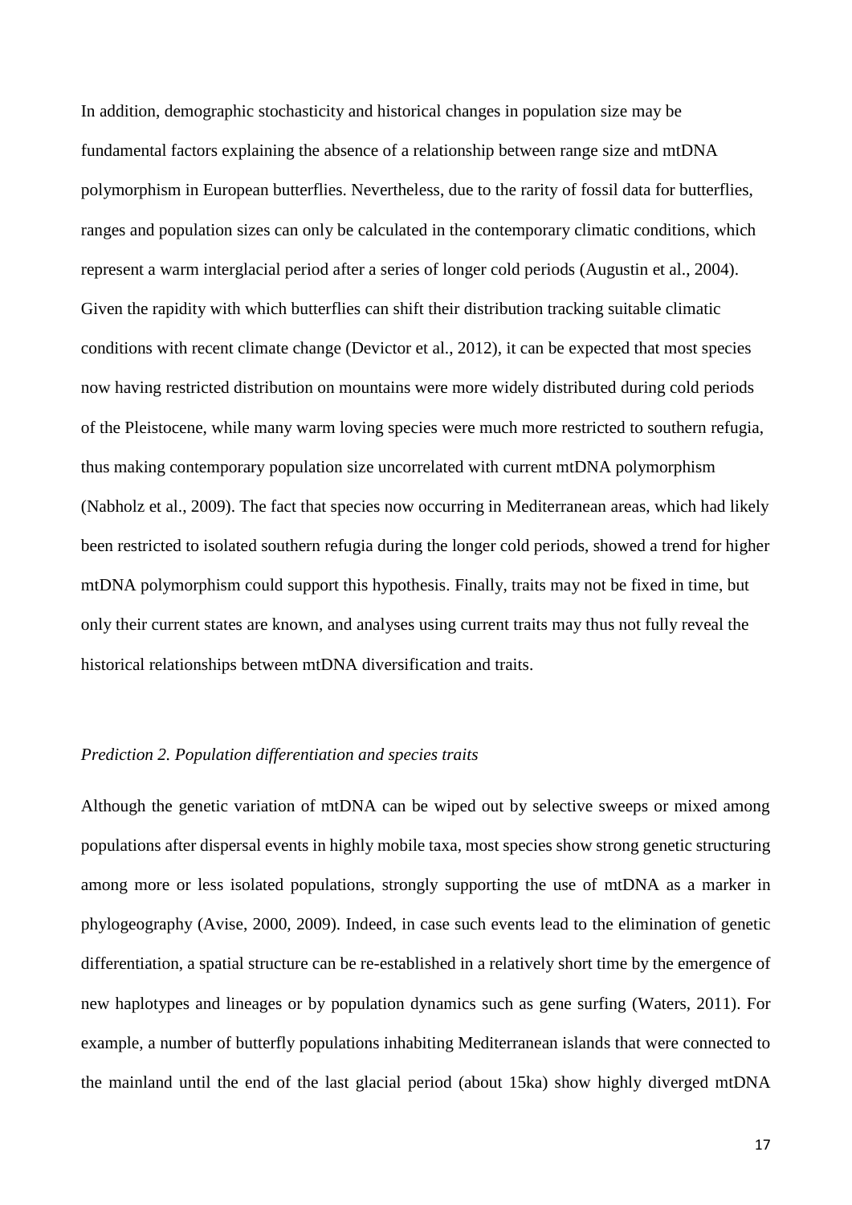In addition, demographic stochasticity and historical changes in population size may be fundamental factors explaining the absence of a relationship between range size and mtDNA polymorphism in European butterflies. Nevertheless, due to the rarity of fossil data for butterflies, ranges and population sizes can only be calculated in the contemporary climatic conditions, which represent a warm interglacial period after a series of longer cold periods (Augustin et al., 2004). Given the rapidity with which butterflies can shift their distribution tracking suitable climatic conditions with recent climate change (Devictor et al., 2012), it can be expected that most species now having restricted distribution on mountains were more widely distributed during cold periods of the Pleistocene, while many warm loving species were much more restricted to southern refugia, thus making contemporary population size uncorrelated with current mtDNA polymorphism (Nabholz et al., 2009). The fact that species now occurring in Mediterranean areas, which had likely been restricted to isolated southern refugia during the longer cold periods, showed a trend for higher mtDNA polymorphism could support this hypothesis. Finally, traits may not be fixed in time, but only their current states are known, and analyses using current traits may thus not fully reveal the historical relationships between mtDNA diversification and traits.

*Prediction 2. Population differentiation and species traits*

Although the genetic variation of mtDNA can be wiped out by selective sweeps or mixed among populations after dispersal events in highly mobile taxa, most species show strong genetic structuring among more or less isolated populations, strongly supporting the use of mtDNA as a marker in phylogeography (Avise, 2000, 2009). Indeed, in case such events lead to the elimination of genetic differentiation, a spatial structure can be re-established in a relatively short time by the emergence of new haplotypes and lineages or by population dynamics such as gene surfing (Waters, 2011). For example, a number of butterfly populations inhabiting Mediterranean islands that were connected to the mainland until the end of the last glacial period (about 15ka) show highly diverged mtDNA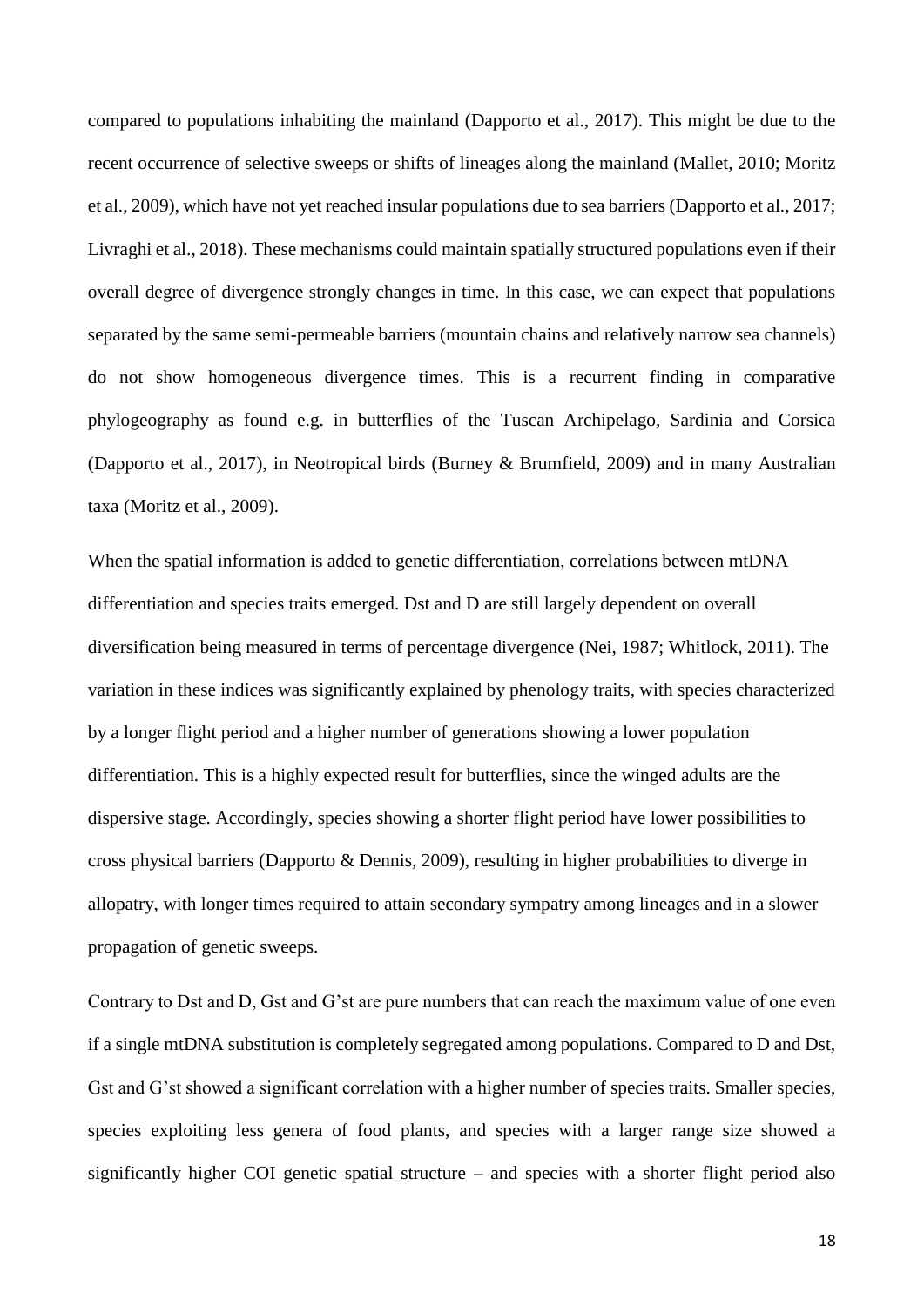compared to populations inhabiting the mainland (Dapporto et al., 2017). This might be due to the recent occurrence of selective sweeps or shifts of lineages along the mainland (Mallet, 2010; Moritz et al., 2009), which have not yet reached insular populations due to sea barriers (Dapporto et al., 2017; Livraghi et al., 2018). These mechanisms could maintain spatially structured populations even if their overall degree of divergence strongly changes in time. In this case, we can expect that populations separated by the same semi-permeable barriers (mountain chains and relatively narrow sea channels) do not show homogeneous divergence times. This is a recurrent finding in comparative phylogeography as found e.g. in butterflies of the Tuscan Archipelago, Sardinia and Corsica (Dapporto et al., 2017), in Neotropical birds (Burney & Brumfield, 2009) and in many Australian taxa (Moritz et al., 2009).

When the spatial information is added to genetic differentiation, correlations between mtDNA differentiation and species traits emerged. Dst and D are still largely dependent on overall diversification being measured in terms of percentage divergence (Nei, 1987; Whitlock, 2011). The variation in these indices was significantly explained by phenology traits, with species characterized by a longer flight period and a higher number of generations showing a lower population differentiation. This is a highly expected result for butterflies, since the winged adults are the dispersive stage. Accordingly, species showing a shorter flight period have lower possibilities to cross physical barriers (Dapporto & Dennis, 2009), resulting in higher probabilities to diverge in allopatry, with longer times required to attain secondary sympatry among lineages and in a slower propagation of genetic sweeps.

Contrary to Dst and D, Gst and G'st are pure numbers that can reach the maximum value of one even if a single mtDNA substitution is completely segregated among populations. Compared to D and Dst, Gst and G'st showed a significant correlation with a higher number of species traits. Smaller species, species exploiting less genera of food plants, and species with a larger range size showed a significantly higher COI genetic spatial structure – and species with a shorter flight period also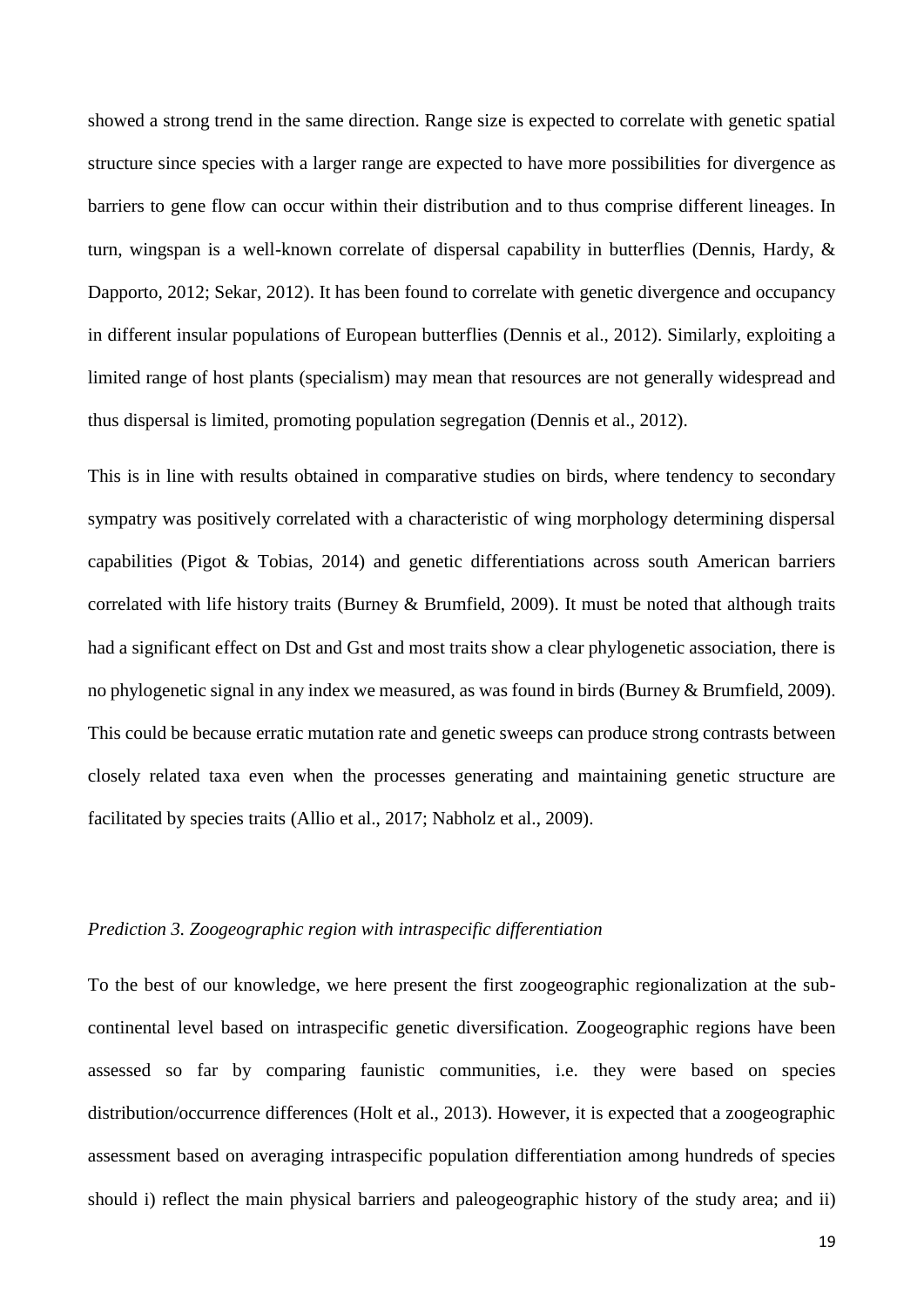showed a strong trend in the same direction. Range size is expected to correlate with genetic spatial structure since species with a larger range are expected to have more possibilities for divergence as barriers to gene flow can occur within their distribution and to thus comprise different lineages. In turn, wingspan is a well-known correlate of dispersal capability in butterflies (Dennis, Hardy, & Dapporto, 2012; Sekar, 2012). It has been found to correlate with genetic divergence and occupancy in different insular populations of European butterflies (Dennis et al., 2012). Similarly, exploiting a limited range of host plants (specialism) may mean that resources are not generally widespread and thus dispersal is limited, promoting population segregation (Dennis et al., 2012).

This is in line with results obtained in comparative studies on birds, where tendency to secondary sympatry was positively correlated with a characteristic of wing morphology determining dispersal capabilities (Pigot & Tobias, 2014) and genetic differentiations across south American barriers correlated with life history traits (Burney & Brumfield, 2009). It must be noted that although traits had a significant effect on Dst and Gst and most traits show a clear phylogenetic association, there is no phylogenetic signal in any index we measured, as was found in birds (Burney & Brumfield, 2009). This could be because erratic mutation rate and genetic sweeps can produce strong contrasts between closely related taxa even when the processes generating and maintaining genetic structure are facilitated by species traits (Allio et al., 2017; Nabholz et al., 2009).

*Prediction 3. Zoogeographic region with intraspecific differentiation*

To the best of our knowledge, we here present the first zoogeographic regionalization at the sub-continental level based on intraspecific genetic diversification. Zoogeographic regions have been assessed so far by comparing faunistic communities, i.e. they were based on species distribution/occurrence differences (Holt et al., 2013). However, it is expected that a zoogeographic assessment based on averaging intraspecific population differentiation among hundreds of species should i) reflect the main physical barriers and paleogeographic history of the study area; and ii)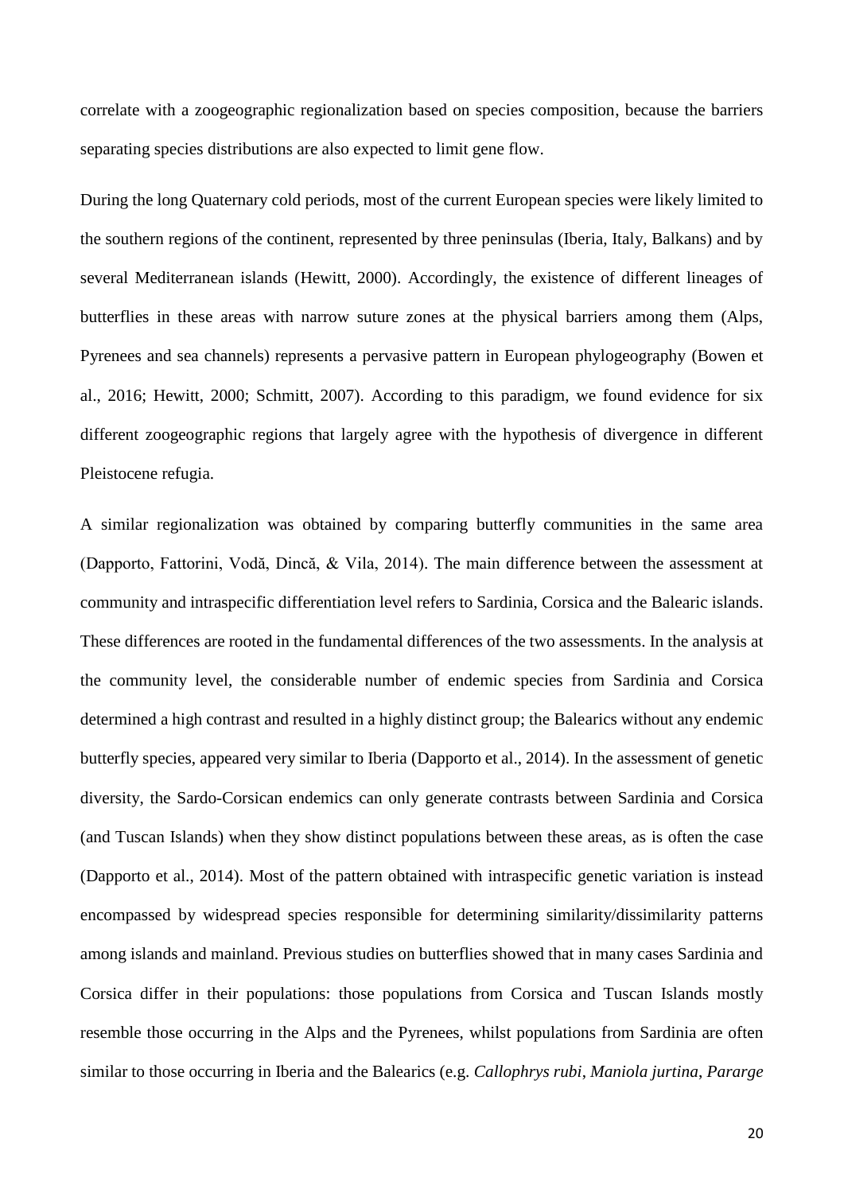correlate with a zoogeographic regionalization based on species composition, because the barriers separating species distributions are also expected to limit gene flow.

During the long Quaternary cold periods, most of the current European species were likely limited to the southern regions of the continent, represented by three peninsulas (Iberia, Italy, Balkans) and by several Mediterranean islands (Hewitt, 2000). Accordingly, the existence of different lineages of butterflies in these areas with narrow suture zones at the physical barriers among them (Alps, Pyrenees and sea channels) represents a pervasive pattern in European phylogeography (Bowen et al., 2016; Hewitt, 2000; Schmitt, 2007). According to this paradigm, we found evidence for six different zoogeographic regions that largely agree with the hypothesis of divergence in different Pleistocene refugia.

A similar regionalization was obtained by comparing butterfly communities in the same area (Dapporto, Fattorini, Vodă, Dincă, & Vila, 2014). The main difference between the assessment at community and intraspecific differentiation level refers to Sardinia, Corsica and the Balearic islands. These differences are rooted in the fundamental differences of the two assessments. In the analysis at the community level, the considerable number of endemic species from Sardinia and Corsica determined a high contrast and resulted in a highly distinct group; the Balearics without any endemic butterfly species, appeared very similar to Iberia (Dapporto et al., 2014). In the assessment of genetic diversity, the Sardo-Corsican endemics can only generate contrasts between Sardinia and Corsica (and Tuscan Islands) when they show distinct populations between these areas, as is often the case (Dapporto et al., 2014). Most of the pattern obtained with intraspecific genetic variation is instead encompassed by widespread species responsible for determining similarity/dissimilarity patterns among islands and mainland. Previous studies on butterflies showed that in many cases Sardinia and Corsica differ in their populations: those populations from Corsica and Tuscan Islands mostly resemble those occurring in the Alps and the Pyrenees, whilst populations from Sardinia are often similar to those occurring in Iberia and the Balearics (e.g. *Callophrys rubi*, *Maniola jurtina*, *Pararge*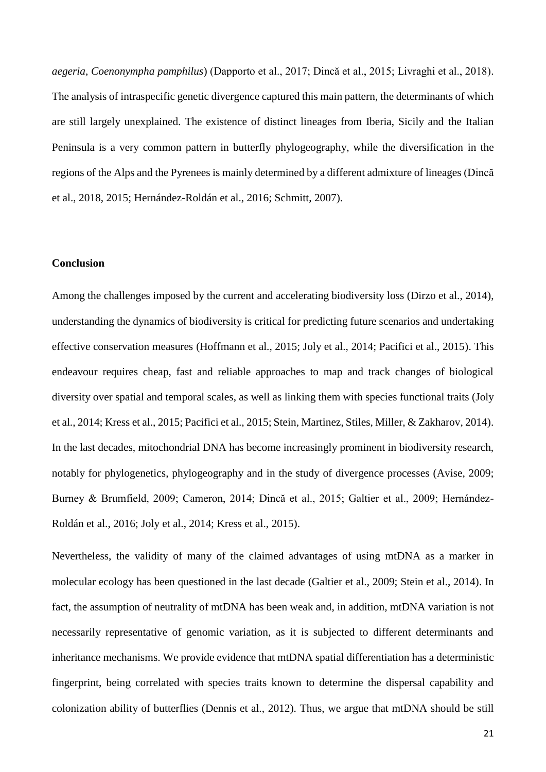*aegeria*, *Coenonympha pamphilus*) (Dapporto et al., 2017; Dincă et al., 2015; Livraghi et al., 2018). The analysis of intraspecific genetic divergence captured this main pattern, the determinants of which are still largely unexplained. The existence of distinct lineages from Iberia, Sicily and the Italian Peninsula is a very common pattern in butterfly phylogeography, while the diversification in the regions of the Alps and the Pyrenees is mainly determined by a different admixture of lineages (Dincă et al., 2018, 2015; Hernández-Roldán et al., 2016; Schmitt, 2007).

## Conclusion

Among the challenges imposed by the current and accelerating biodiversity loss (Dirzo et al., 2014), understanding the dynamics of biodiversity is critical for predicting future scenarios and undertaking effective conservation measures (Hoffmann et al., 2015; Joly et al., 2014; Pacifici et al., 2015). This endeavour requires cheap, fast and reliable approaches to map and track changes of biological diversity over spatial and temporal scales, as well as linking them with species functional traits (Joly et al., 2014; Kress et al., 2015; Pacifici et al., 2015; Stein, Martinez, Stiles, Miller, & Zakharov, 2014). In the last decades, mitochondrial DNA has become increasingly prominent in biodiversity research, notably for phylogenetics, phylogeography and in the study of divergence processes (Avise, 2009; Burney & Brumfield, 2009; Cameron, 2014; Dincă et al., 2015; Galtier et al., 2009; Hernández-Roldán et al., 2016; Joly et al., 2014; Kress et al., 2015).

Nevertheless, the validity of many of the claimed advantages of using mtDNA as a marker in molecular ecology has been questioned in the last decade (Galtier et al., 2009; Stein et al., 2014). In fact, the assumption of neutrality of mtDNA has been weak and, in addition, mtDNA variation is not necessarily representative of genomic variation, as it is subjected to different determinants and inheritance mechanisms. We provide evidence that mtDNA spatial differentiation has a deterministic fingerprint, being correlated with species traits known to determine the dispersal capability and colonization ability of butterflies (Dennis et al., 2012). Thus, we argue that mtDNA should be still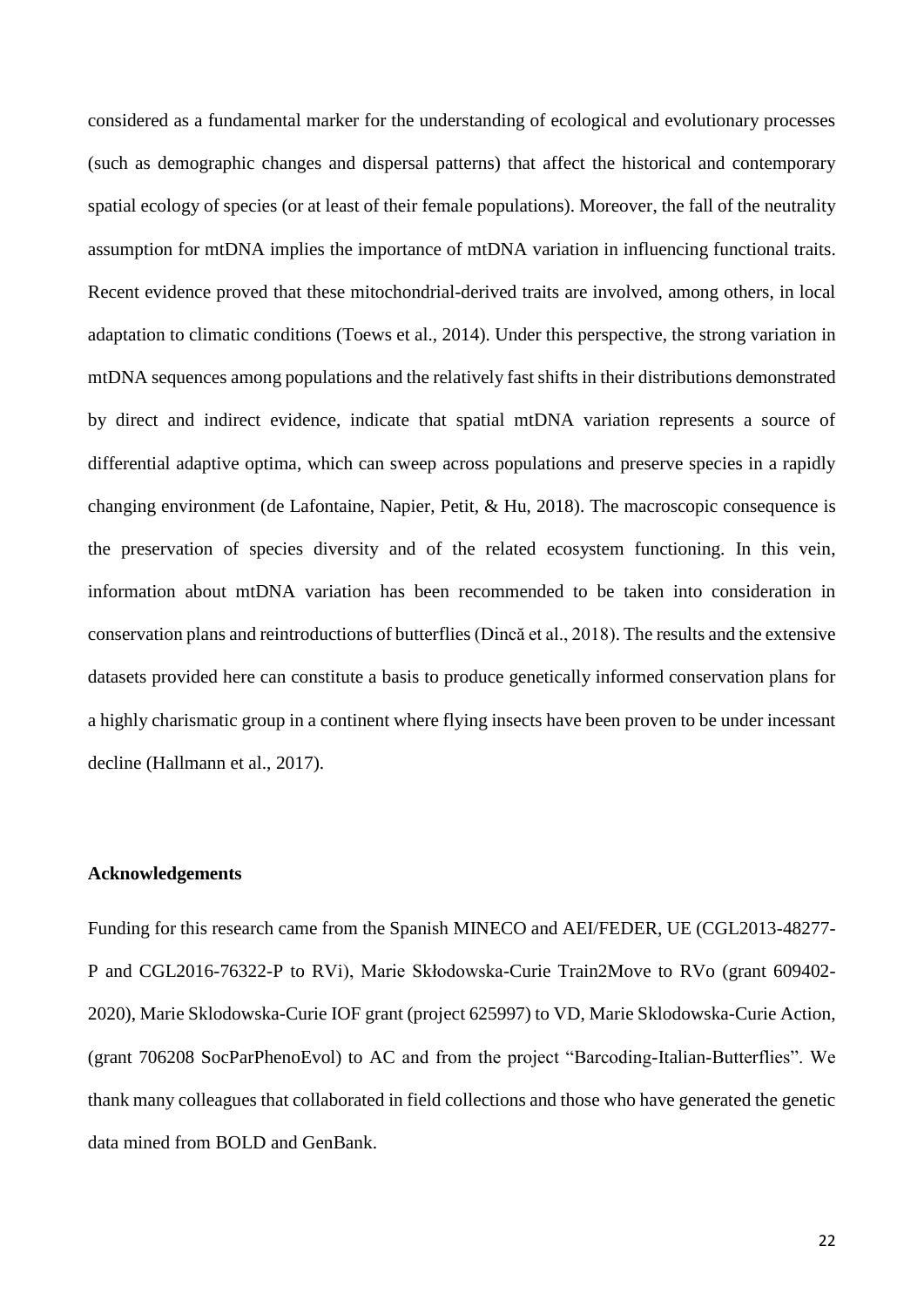considered as a fundamental marker for the understanding of ecological and evolutionary processes (such as demographic changes and dispersal patterns) that affect the historical and contemporary spatial ecology of species (or at least of their female populations). Moreover, the fall of the neutrality assumption for mtDNA implies the importance of mtDNA variation in influencing functional traits. Recent evidence proved that these mitochondrial-derived traits are involved, among others, in local adaptation to climatic conditions (Toews et al., 2014). Under this perspective, the strong variation in mtDNA sequences among populations and the relatively fast shifts in their distributions demonstrated by direct and indirect evidence, indicate that spatial mtDNA variation represents a source of differential adaptive optima, which can sweep across populations and preserve species in a rapidly changing environment (de Lafontaine, Napier, Petit, & Hu, 2018). The macroscopic consequence is the preservation of species diversity and of the related ecosystem functioning. In this vein, information about mtDNA variation has been recommended to be taken into consideration in conservation plans and reintroductions of butterflies (Dincă et al., 2018). The results and the extensive datasets provided here can constitute a basis to produce genetically informed conservation plans for a highly charismatic group in a continent where flying insects have been proven to be under incessant decline (Hallmann et al., 2017).

## Acknowledgements

Funding for this research came from the Spanish MINECO and AEI/FEDER, UE (CGL2013-48277-P and CGL2016-76322-P to RVi), Marie Skłodowska-Curie Train2Move to RVo (grant 609402-2020), Marie Sklodowska-Curie IOF grant (project 625997) to VD, Marie Sklodowska-Curie Action, (grant 706208 SocParPhenoEvol) to AC and from the project "Barcoding-Italian-Butterflies". We thank many colleagues that collaborated in field collections and those who have generated the genetic data mined from BOLD and GenBank.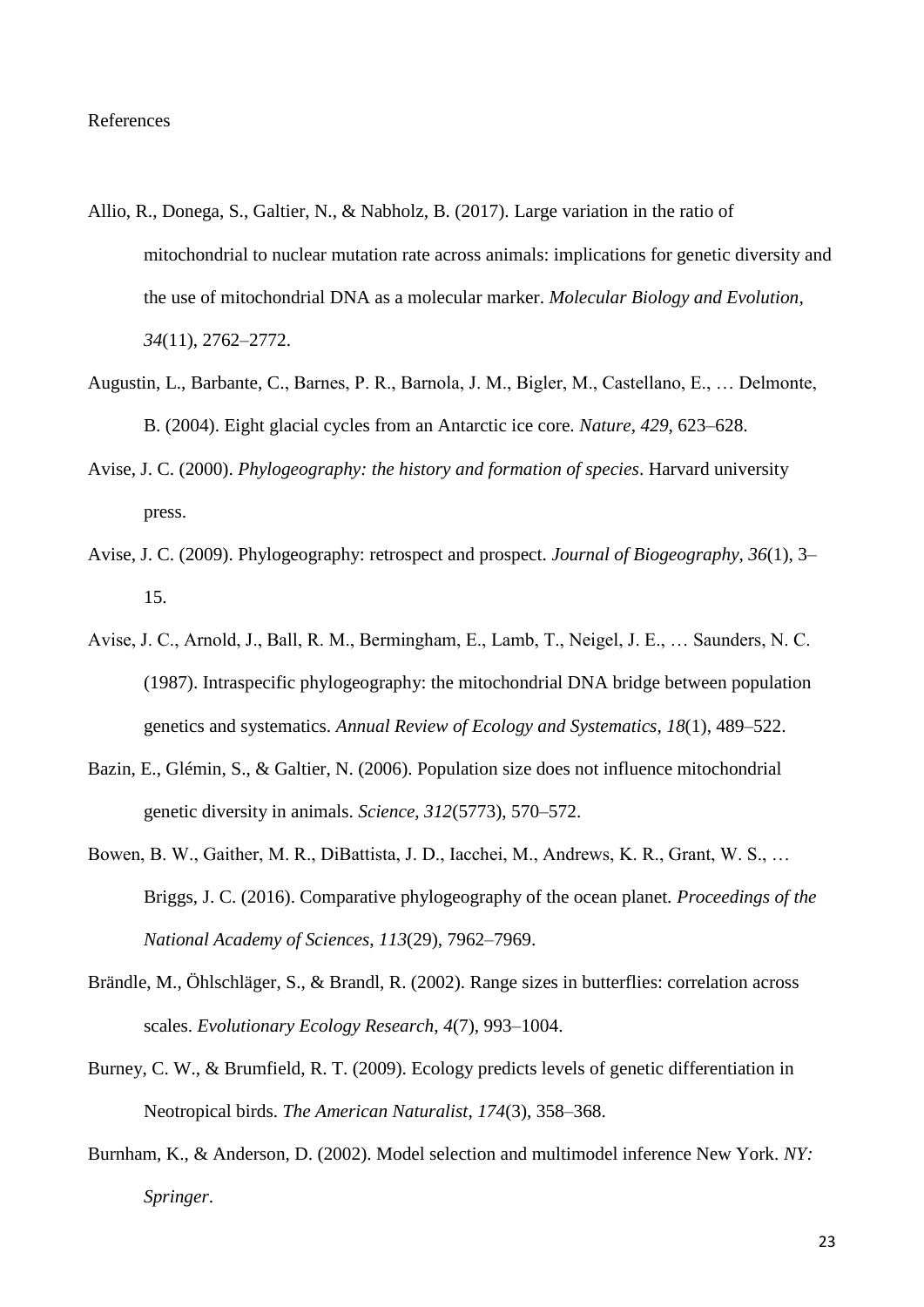References

Allio, R., Donega, S., Galtier, N., & Nabholz, B. (2017). Large variation in the ratio of mitochondrial to nuclear mutation rate across animals: implications for genetic diversity and the use of mitochondrial DNA as a molecular marker. *Molecular Biology and Evolution*, *34*(11), 2762–2772.

Augustin, L., Barbante, C., Barnes, P. R., Barnola, J. M., Bigler, M., Castellano, E., … Delmonte, B. (2004). Eight glacial cycles from an Antarctic ice core. *Nature*, *429*, 623–628.

Avise, J. C. (2000). *Phylogeography: the history and formation of species*. Harvard university press.

Avise, J. C. (2009). Phylogeography: retrospect and prospect. *Journal of Biogeography*, *36*(1), 3–15.

Avise, J. C., Arnold, J., Ball, R. M., Bermingham, E., Lamb, T., Neigel, J. E., … Saunders, N. C. (1987). Intraspecific phylogeography: the mitochondrial DNA bridge between population genetics and systematics. *Annual Review of Ecology and Systematics*, *18*(1), 489–522.

Bazin, E., Glémin, S., & Galtier, N. (2006). Population size does not influence mitochondrial genetic diversity in animals. *Science*, *312*(5773), 570–572.

Bowen, B. W., Gaither, M. R., DiBattista, J. D., Iacchei, M., Andrews, K. R., Grant, W. S., … Briggs, J. C. (2016). Comparative phylogeography of the ocean planet. *Proceedings of the National Academy of Sciences*, *113*(29), 7962–7969.

Brändle, M., Öhlschläger, S., & Brandl, R. (2002). Range sizes in butterflies: correlation across scales. *Evolutionary Ecology Research*, *4*(7), 993–1004.

Burney, C. W., & Brumfield, R. T. (2009). Ecology predicts levels of genetic differentiation in Neotropical birds. *The American Naturalist*, *174*(3), 358–368.

Burnham, K., & Anderson, D. (2002). Model selection and multimodel inference New York. *NY: Springer*.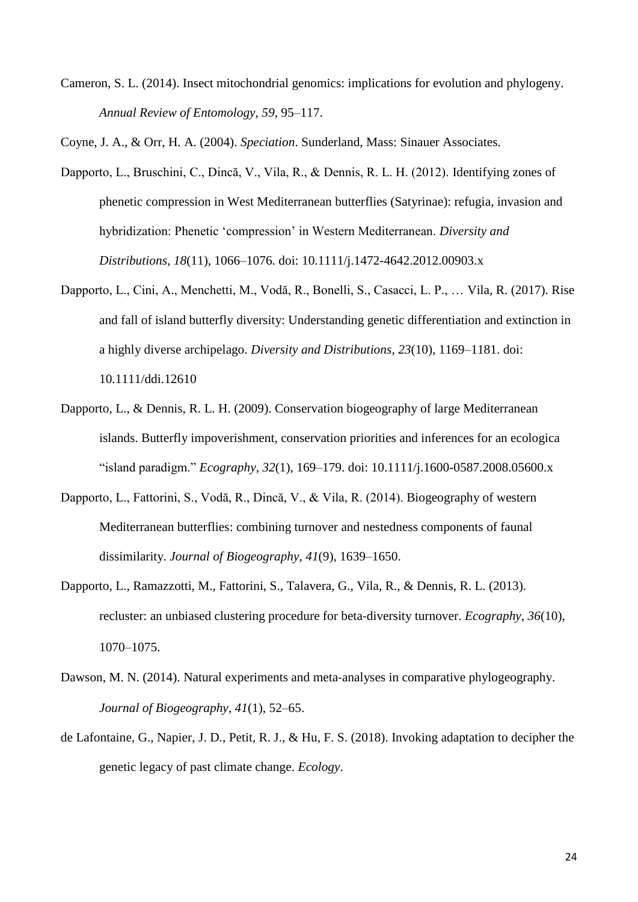Cameron, S. L. (2014). Insect mitochondrial genomics: implications for evolution and phylogeny. *Annual Review of Entomology*, *59*, 95–117.

Coyne, J. A., & Orr, H. A. (2004). *Speciation*. Sunderland, Mass: Sinauer Associates.

Dapporto, L., Bruschini, C., Dincă, V., Vila, R., & Dennis, R. L. H. (2012). Identifying zones of phenetic compression in West Mediterranean butterflies (Satyrinae): refugia, invasion and hybridization: Phenetic 'compression' in Western Mediterranean. *Diversity and Distributions*, *18*(11), 1066–1076. doi: 10.1111/j.1472-4642.2012.00903.x

Dapporto, L., Cini, A., Menchetti, M., Vodă, R., Bonelli, S., Casacci, L. P., … Vila, R. (2017). Rise and fall of island butterfly diversity: Understanding genetic differentiation and extinction in a highly diverse archipelago. *Diversity and Distributions*, *23*(10), 1169–1181. doi: 10.1111/ddi.12610

Dapporto, L., & Dennis, R. L. H. (2009). Conservation biogeography of large Mediterranean islands. Butterfly impoverishment, conservation priorities and inferences for an ecologica "island paradigm." *Ecography*, *32*(1), 169–179. doi: 10.1111/j.1600-0587.2008.05600.x

Dapporto, L., Fattorini, S., Vodă, R., Dincă, V., & Vila, R. (2014). Biogeography of western Mediterranean butterflies: combining turnover and nestedness components of faunal dissimilarity. *Journal of Biogeography*, *41*(9), 1639–1650.

Dapporto, L., Ramazzotti, M., Fattorini, S., Talavera, G., Vila, R., & Dennis, R. L. (2013). recluster: an unbiased clustering procedure for beta-diversity turnover. *Ecography*, *36*(10), 1070–1075.

Dawson, M. N. (2014). Natural experiments and meta-analyses in comparative phylogeography. *Journal of Biogeography*, *41*(1), 52–65.

de Lafontaine, G., Napier, J. D., Petit, R. J., & Hu, F. S. (2018). Invoking adaptation to decipher the genetic legacy of past climate change. *Ecology*.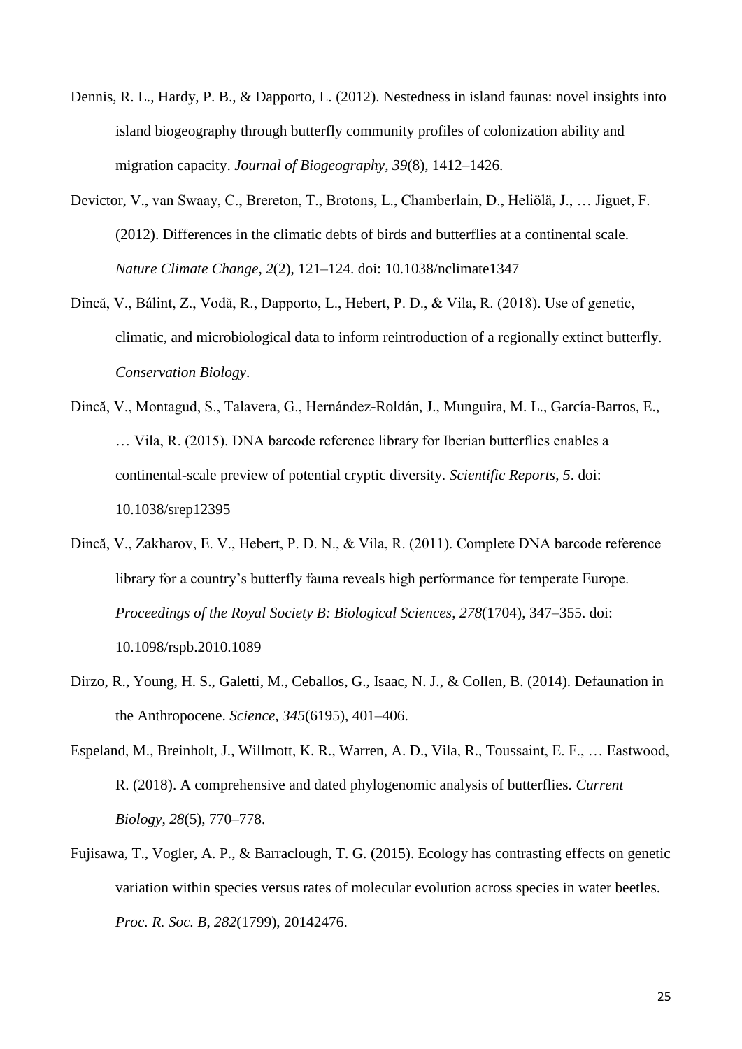Dennis, R. L., Hardy, P. B., & Dapporto, L. (2012). Nestedness in island faunas: novel insights into island biogeography through butterfly community profiles of colonization ability and migration capacity. *Journal of Biogeography*, *39*(8), 1412–1426.

Devictor, V., van Swaay, C., Brereton, T., Brotons, L., Chamberlain, D., Heliölä, J., … Jiguet, F. (2012). Differences in the climatic debts of birds and butterflies at a continental scale. *Nature Climate Change*, *2*(2), 121–124. doi: 10.1038/nclimate1347

Dincă, V., Bálint, Z., Vodă, R., Dapporto, L., Hebert, P. D., & Vila, R. (2018). Use of genetic, climatic, and microbiological data to inform reintroduction of a regionally extinct butterfly. *Conservation Biology*.

Dincă, V., Montagud, S., Talavera, G., Hernández-Roldán, J., Munguira, M. L., García-Barros, E., … Vila, R. (2015). DNA barcode reference library for Iberian butterflies enables a continental-scale preview of potential cryptic diversity. *Scientific Reports*, *5*. doi: 10.1038/srep12395

Dincă, V., Zakharov, E. V., Hebert, P. D. N., & Vila, R. (2011). Complete DNA barcode reference library for a country's butterfly fauna reveals high performance for temperate Europe. *Proceedings of the Royal Society B: Biological Sciences*, *278*(1704), 347–355. doi: 10.1098/rspb.2010.1089

Dirzo, R., Young, H. S., Galetti, M., Ceballos, G., Isaac, N. J., & Collen, B. (2014). Defaunation in the Anthropocene. *Science*, *345*(6195), 401–406.

Espeland, M., Breinholt, J., Willmott, K. R., Warren, A. D., Vila, R., Toussaint, E. F., … Eastwood, R. (2018). A comprehensive and dated phylogenomic analysis of butterflies. *Current Biology*, *28*(5), 770–778.

Fujisawa, T., Vogler, A. P., & Barraclough, T. G. (2015). Ecology has contrasting effects on genetic variation within species versus rates of molecular evolution across species in water beetles. *Proc. R. Soc. B*, *282*(1799), 20142476.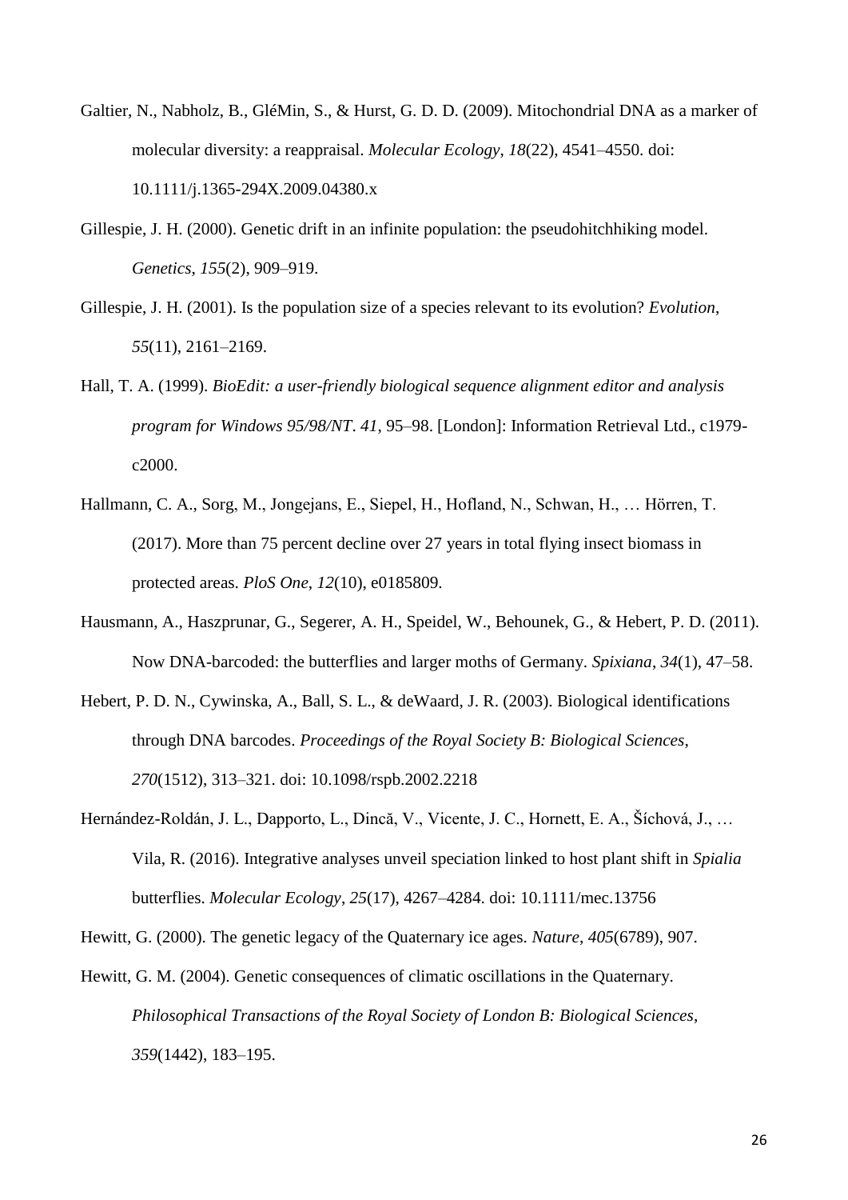Galtier, N., Nabholz, B., GléMin, S., & Hurst, G. D. D. (2009). Mitochondrial DNA as a marker of molecular diversity: a reappraisal. *Molecular Ecology*, *18*(22), 4541–4550. doi: 10.1111/j.1365-294X.2009.04380.x

Gillespie, J. H. (2000). Genetic drift in an infinite population: the pseudohitchhiking model. *Genetics*, *155*(2), 909–919.

Gillespie, J. H. (2001). Is the population size of a species relevant to its evolution? *Evolution*, *55*(11), 2161–2169.

Hall, T. A. (1999). *BioEdit: a user-friendly biological sequence alignment editor and analysis program for Windows 95/98/NT*. *41*, 95–98. [London]: Information Retrieval Ltd., c1979-c2000.

Hallmann, C. A., Sorg, M., Jongejans, E., Siepel, H., Hofland, N., Schwan, H., … Hörren, T. (2017). More than 75 percent decline over 27 years in total flying insect biomass in protected areas. *PloS One*, *12*(10), e0185809.

Hausmann, A., Haszprunar, G., Segerer, A. H., Speidel, W., Behounek, G., & Hebert, P. D. (2011). Now DNA-barcoded: the butterflies and larger moths of Germany. *Spixiana*, *34*(1), 47–58.

Hebert, P. D. N., Cywinska, A., Ball, S. L., & deWaard, J. R. (2003). Biological identifications through DNA barcodes. *Proceedings of the Royal Society B: Biological Sciences*, *270*(1512), 313–321. doi: 10.1098/rspb.2002.2218

Hernández-Roldán, J. L., Dapporto, L., Dincă, V., Vicente, J. C., Hornett, E. A., Šíchová, J., … Vila, R. (2016). Integrative analyses unveil speciation linked to host plant shift in *Spialia* butterflies. *Molecular Ecology*, *25*(17), 4267–4284. doi: 10.1111/mec.13756

Hewitt, G. (2000). The genetic legacy of the Quaternary ice ages. *Nature*, *405*(6789), 907.

Hewitt, G. M. (2004). Genetic consequences of climatic oscillations in the Quaternary. *Philosophical Transactions of the Royal Society of London B: Biological Sciences*, *359*(1442), 183–195.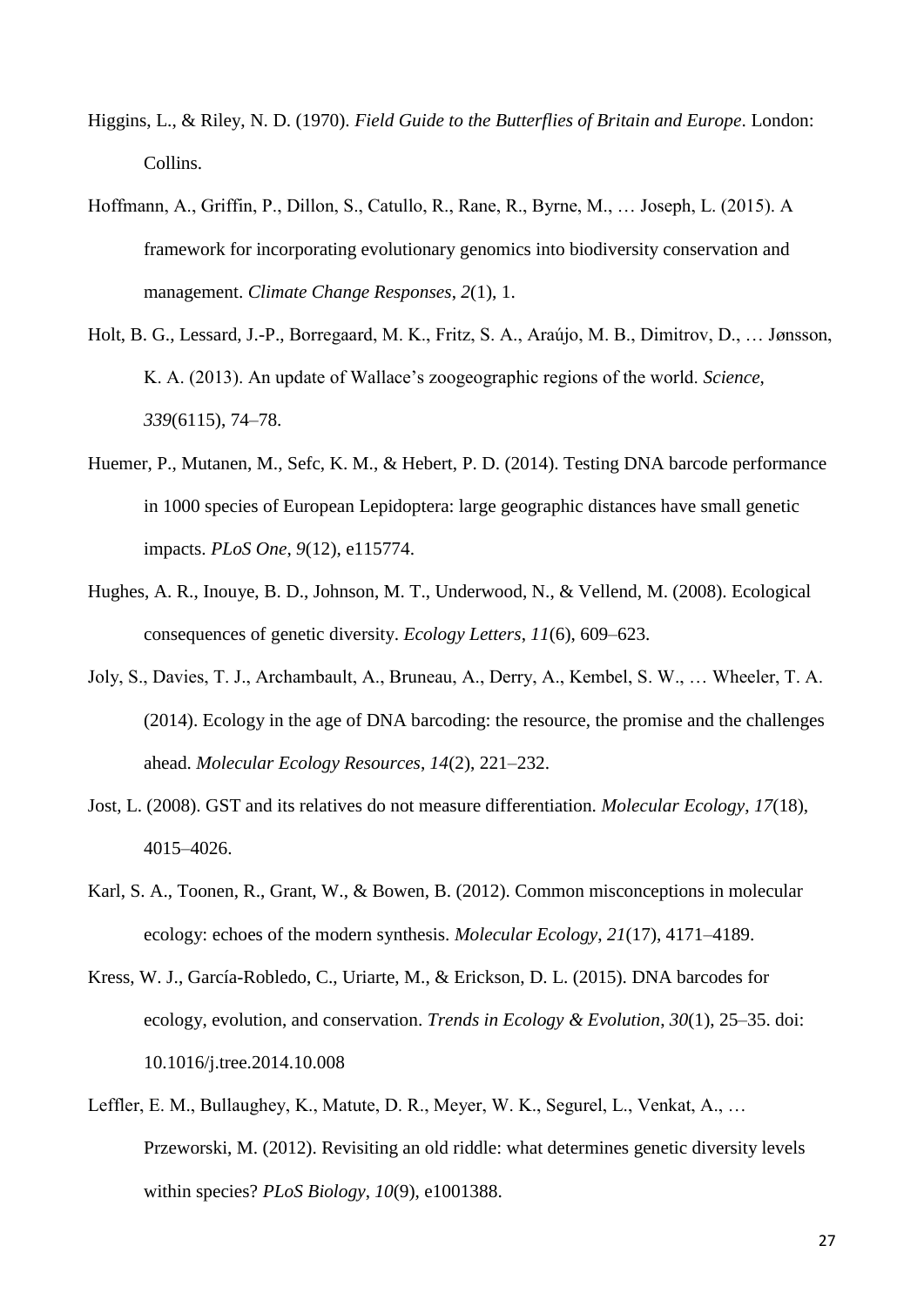Higgins, L., & Riley, N. D. (1970). *Field Guide to the Butterflies of Britain and Europe*. London: Collins.

Hoffmann, A., Griffin, P., Dillon, S., Catullo, R., Rane, R., Byrne, M., … Joseph, L. (2015). A framework for incorporating evolutionary genomics into biodiversity conservation and management. *Climate Change Responses*, *2*(1), 1.

Holt, B. G., Lessard, J.-P., Borregaard, M. K., Fritz, S. A., Araújo, M. B., Dimitrov, D., … Jønsson, K. A. (2013). An update of Wallace's zoogeographic regions of the world. *Science*, *339*(6115), 74–78.

Huemer, P., Mutanen, M., Sefc, K. M., & Hebert, P. D. (2014). Testing DNA barcode performance in 1000 species of European Lepidoptera: large geographic distances have small genetic impacts. *PLoS One*, *9*(12), e115774.

Hughes, A. R., Inouye, B. D., Johnson, M. T., Underwood, N., & Vellend, M. (2008). Ecological consequences of genetic diversity. *Ecology Letters*, *11*(6), 609–623.

Joly, S., Davies, T. J., Archambault, A., Bruneau, A., Derry, A., Kembel, S. W., … Wheeler, T. A. (2014). Ecology in the age of DNA barcoding: the resource, the promise and the challenges ahead. *Molecular Ecology Resources*, *14*(2), 221–232.

Jost, L. (2008). GST and its relatives do not measure differentiation. *Molecular Ecology*, *17*(18), 4015–4026.

Karl, S. A., Toonen, R., Grant, W., & Bowen, B. (2012). Common misconceptions in molecular ecology: echoes of the modern synthesis. *Molecular Ecology*, *21*(17), 4171–4189.

Kress, W. J., García-Robledo, C., Uriarte, M., & Erickson, D. L. (2015). DNA barcodes for ecology, evolution, and conservation. *Trends in Ecology & Evolution*, *30*(1), 25–35. doi: 10.1016/j.tree.2014.10.008

Leffler, E. M., Bullaughey, K., Matute, D. R., Meyer, W. K., Segurel, L., Venkat, A., … Przeworski, M. (2012). Revisiting an old riddle: what determines genetic diversity levels within species? *PLoS Biology*, *10*(9), e1001388.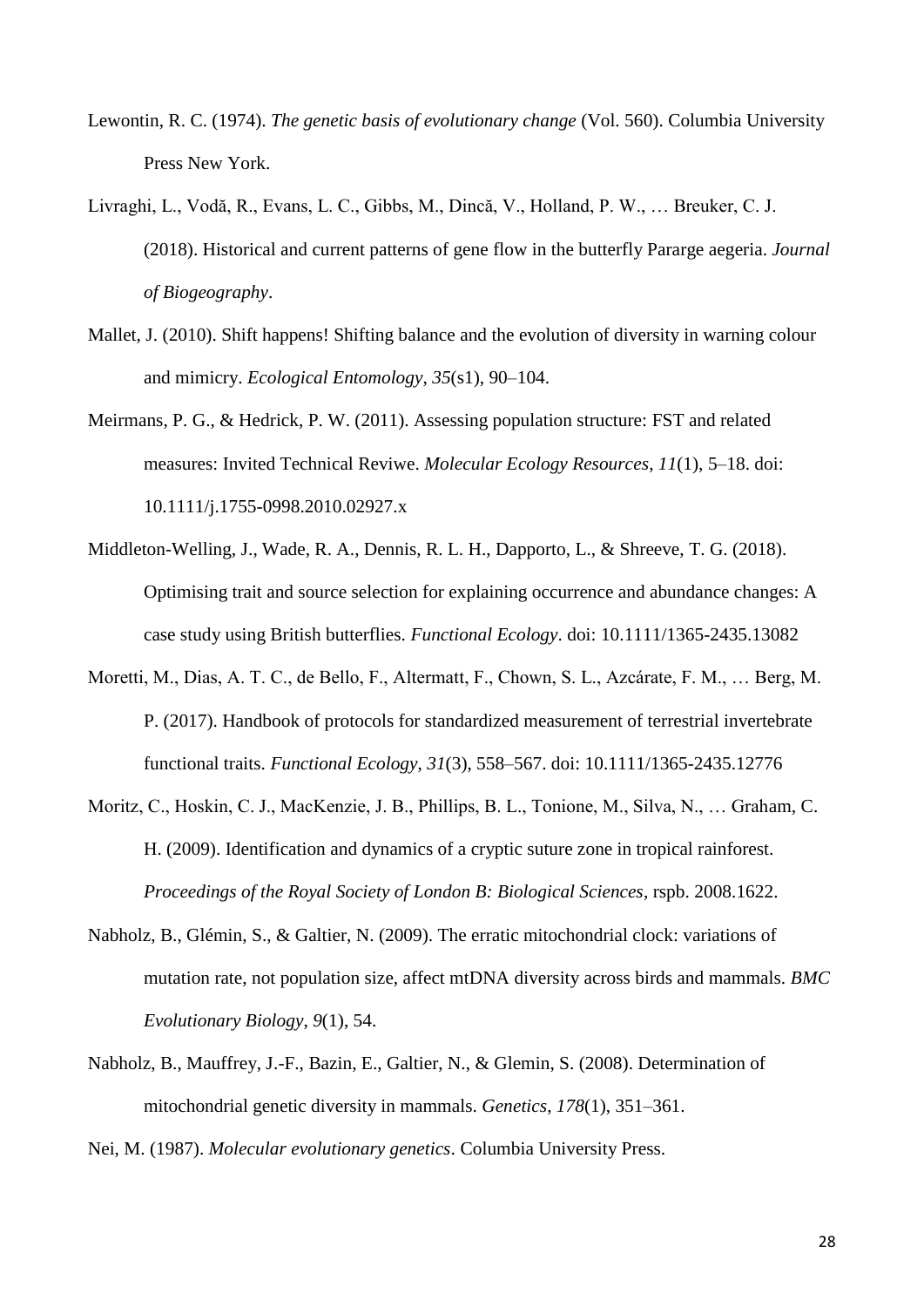Lewontin, R. C. (1974). *The genetic basis of evolutionary change* (Vol. 560). Columbia University Press New York.

Livraghi, L., Vodă, R., Evans, L. C., Gibbs, M., Dincă, V., Holland, P. W., … Breuker, C. J. (2018). Historical and current patterns of gene flow in the butterfly Pararge aegeria. *Journal of Biogeography*.

Mallet, J. (2010). Shift happens! Shifting balance and the evolution of diversity in warning colour and mimicry. *Ecological Entomology*, *35*(s1), 90–104.

Meirmans, P. G., & Hedrick, P. W. (2011). Assessing population structure: FST and related measures: Invited Technical Reviwe. *Molecular Ecology Resources*, *11*(1), 5–18. doi: 10.1111/j.1755-0998.2010.02927.x

Middleton-Welling, J., Wade, R. A., Dennis, R. L. H., Dapporto, L., & Shreeve, T. G. (2018). Optimising trait and source selection for explaining occurrence and abundance changes: A case study using British butterflies. *Functional Ecology*. doi: 10.1111/1365-2435.13082

Moretti, M., Dias, A. T. C., de Bello, F., Altermatt, F., Chown, S. L., Azcárate, F. M., … Berg, M. P. (2017). Handbook of protocols for standardized measurement of terrestrial invertebrate functional traits. *Functional Ecology*, *31*(3), 558–567. doi: 10.1111/1365-2435.12776

Moritz, C., Hoskin, C. J., MacKenzie, J. B., Phillips, B. L., Tonione, M., Silva, N., … Graham, C. H. (2009). Identification and dynamics of a cryptic suture zone in tropical rainforest. *Proceedings of the Royal Society of London B: Biological Sciences*, rspb. 2008.1622.

Nabholz, B., Glémin, S., & Galtier, N. (2009). The erratic mitochondrial clock: variations of mutation rate, not population size, affect mtDNA diversity across birds and mammals. *BMC Evolutionary Biology*, *9*(1), 54.

Nabholz, B., Mauffrey, J.-F., Bazin, E., Galtier, N., & Glemin, S. (2008). Determination of mitochondrial genetic diversity in mammals. *Genetics*, *178*(1), 351–361.

Nei, M. (1987). *Molecular evolutionary genetics*. Columbia University Press.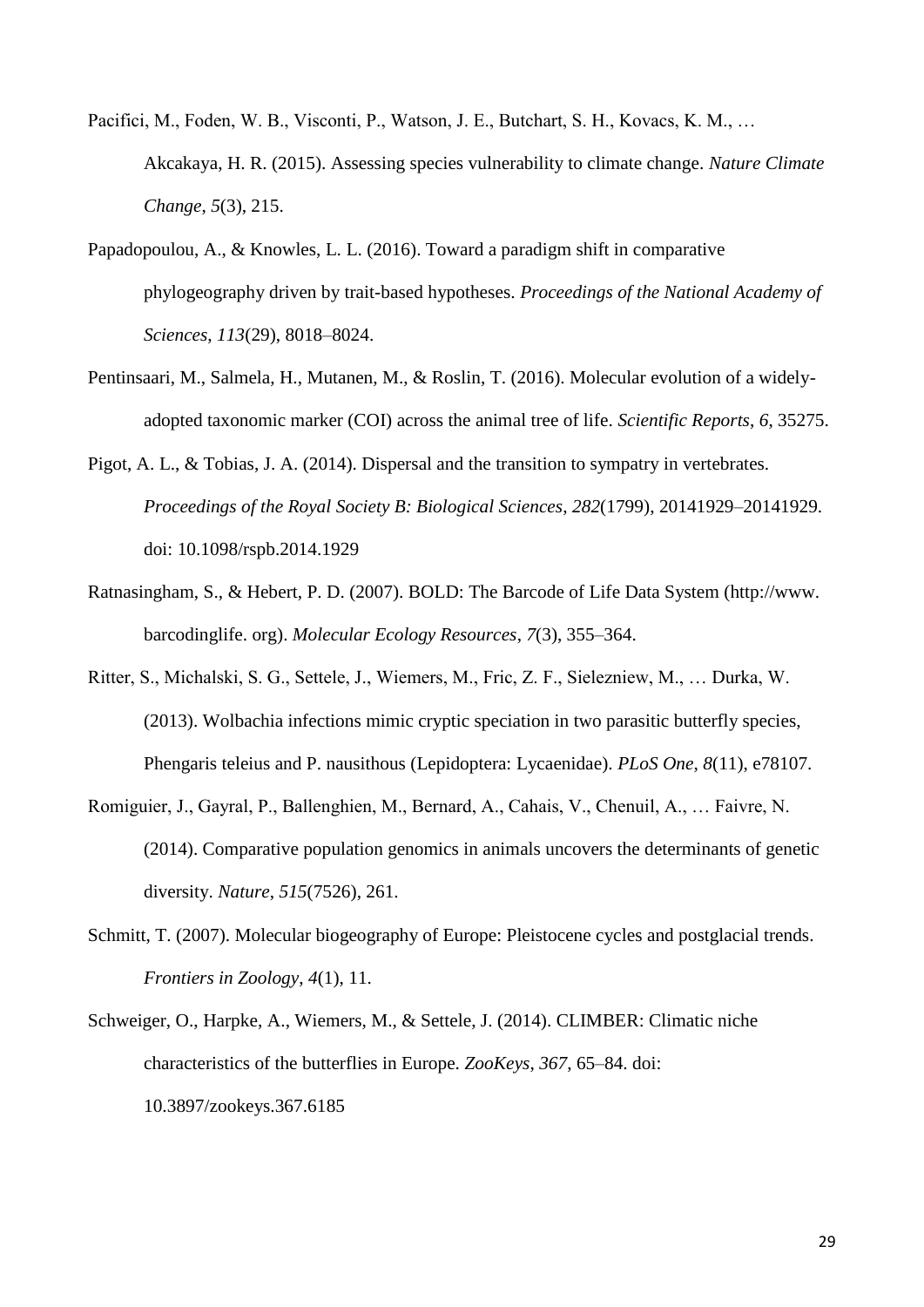Pacifici, M., Foden, W. B., Visconti, P., Watson, J. E., Butchart, S. H., Kovacs, K. M., … Akcakaya, H. R. (2015). Assessing species vulnerability to climate change. *Nature Climate Change*, *5*(3), 215.

Papadopoulou, A., & Knowles, L. L. (2016). Toward a paradigm shift in comparative phylogeography driven by trait-based hypotheses. *Proceedings of the National Academy of Sciences*, *113*(29), 8018–8024.

Pentinsaari, M., Salmela, H., Mutanen, M., & Roslin, T. (2016). Molecular evolution of a widely-adopted taxonomic marker (COI) across the animal tree of life. *Scientific Reports*, *6*, 35275.

Pigot, A. L., & Tobias, J. A. (2014). Dispersal and the transition to sympatry in vertebrates. *Proceedings of the Royal Society B: Biological Sciences*, *282*(1799), 20141929–20141929. doi: 10.1098/rspb.2014.1929

Ratnasingham, S., & Hebert, P. D. (2007). BOLD: The Barcode of Life Data System (http://www. barcodinglife. org). *Molecular Ecology Resources*, *7*(3), 355–364.

Ritter, S., Michalski, S. G., Settele, J., Wiemers, M., Fric, Z. F., Sielezniew, M., … Durka, W. (2013). Wolbachia infections mimic cryptic speciation in two parasitic butterfly species, Phengaris teleius and P. nausithous (Lepidoptera: Lycaenidae). *PLoS One*, *8*(11), e78107.

Romiguier, J., Gayral, P., Ballenghien, M., Bernard, A., Cahais, V., Chenuil, A., … Faivre, N. (2014). Comparative population genomics in animals uncovers the determinants of genetic diversity. *Nature*, *515*(7526), 261.

Schmitt, T. (2007). Molecular biogeography of Europe: Pleistocene cycles and postglacial trends. *Frontiers in Zoology*, *4*(1), 11.

Schweiger, O., Harpke, A., Wiemers, M., & Settele, J. (2014). CLIMBER: Climatic niche characteristics of the butterflies in Europe. *ZooKeys*, *367*, 65–84. doi: 10.3897/zookeys.367.6185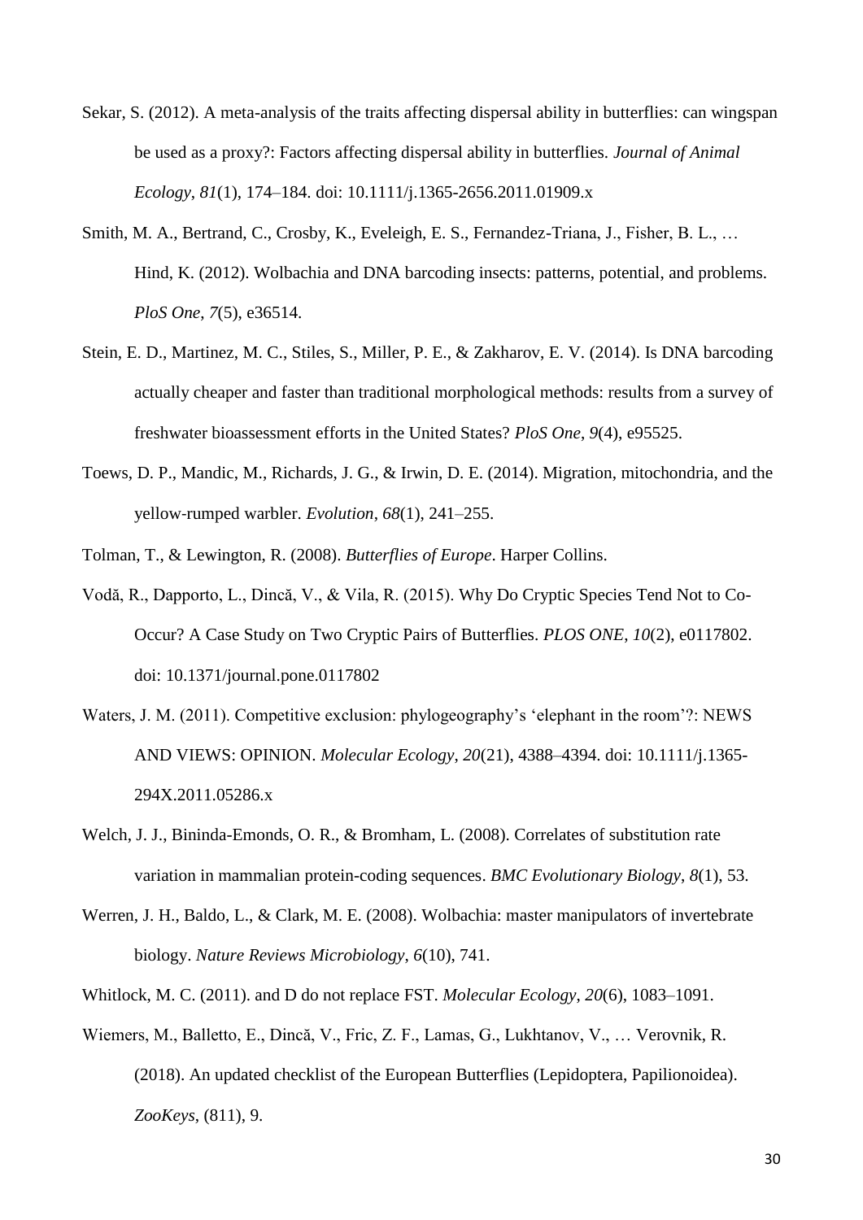Sekar, S. (2012). A meta-analysis of the traits affecting dispersal ability in butterflies: can wingspan be used as a proxy?: Factors affecting dispersal ability in butterflies. *Journal of Animal Ecology*, *81*(1), 174–184. doi: 10.1111/j.1365-2656.2011.01909.x

Smith, M. A., Bertrand, C., Crosby, K., Eveleigh, E. S., Fernandez-Triana, J., Fisher, B. L., … Hind, K. (2012). Wolbachia and DNA barcoding insects: patterns, potential, and problems. *PloS One*, *7*(5), e36514.

Stein, E. D., Martinez, M. C., Stiles, S., Miller, P. E., & Zakharov, E. V. (2014). Is DNA barcoding actually cheaper and faster than traditional morphological methods: results from a survey of freshwater bioassessment efforts in the United States? *PloS One*, *9*(4), e95525.

Toews, D. P., Mandic, M., Richards, J. G., & Irwin, D. E. (2014). Migration, mitochondria, and the yellow-rumped warbler. *Evolution*, *68*(1), 241–255.

Tolman, T., & Lewington, R. (2008). *Butterflies of Europe*. Harper Collins.

Vodă, R., Dapporto, L., Dincă, V., & Vila, R. (2015). Why Do Cryptic Species Tend Not to Co-Occur? A Case Study on Two Cryptic Pairs of Butterflies. *PLOS ONE*, *10*(2), e0117802. doi: 10.1371/journal.pone.0117802

Waters, J. M. (2011). Competitive exclusion: phylogeography's 'elephant in the room'?: NEWS AND VIEWS: OPINION. *Molecular Ecology*, *20*(21), 4388–4394. doi: 10.1111/j.1365-294X.2011.05286.x

Welch, J. J., Bininda-Emonds, O. R., & Bromham, L. (2008). Correlates of substitution rate variation in mammalian protein-coding sequences. *BMC Evolutionary Biology*, *8*(1), 53.

Werren, J. H., Baldo, L., & Clark, M. E. (2008). Wolbachia: master manipulators of invertebrate biology. *Nature Reviews Microbiology*, *6*(10), 741.

Whitlock, M. C. (2011). and D do not replace FST. *Molecular Ecology*, *20*(6), 1083–1091.

Wiemers, M., Balletto, E., Dincă, V., Fric, Z. F., Lamas, G., Lukhtanov, V., … Verovnik, R. (2018). An updated checklist of the European Butterflies (Lepidoptera, Papilionoidea). *ZooKeys*, (811), 9.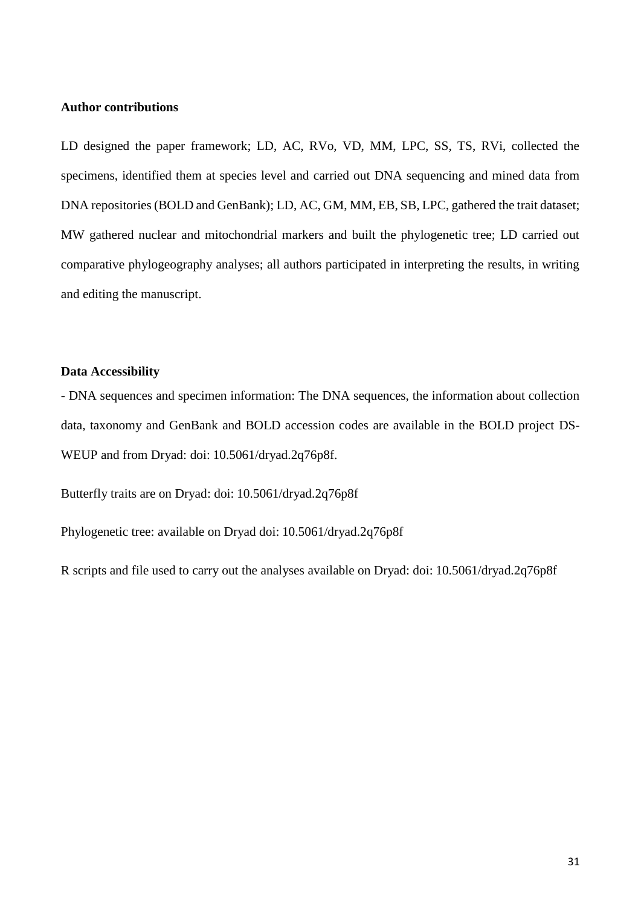**Author contributions**

LD designed the paper framework; LD, AC, RVo, VD, MM, LPC, SS, TS, RVi, collected the specimens, identified them at species level and carried out DNA sequencing and mined data from DNA repositories (BOLD and GenBank); LD, AC, GM, MM, EB, SB, LPC, gathered the trait dataset; MW gathered nuclear and mitochondrial markers and built the phylogenetic tree; LD carried out comparative phylogeography analyses; all authors participated in interpreting the results, in writing and editing the manuscript.

**Data Accessibility**

- DNA sequences and specimen information: The DNA sequences, the information about collection data, taxonomy and GenBank and BOLD accession codes are available in the BOLD project DS-WEUP and from Dryad: doi: 10.5061/dryad.2q76p8f.

Butterfly traits are on Dryad: doi: 10.5061/dryad.2q76p8f

Phylogenetic tree: available on Dryad doi: 10.5061/dryad.2q76p8f

R scripts and file used to carry out the analyses available on Dryad: doi: 10.5061/dryad.2q76p8f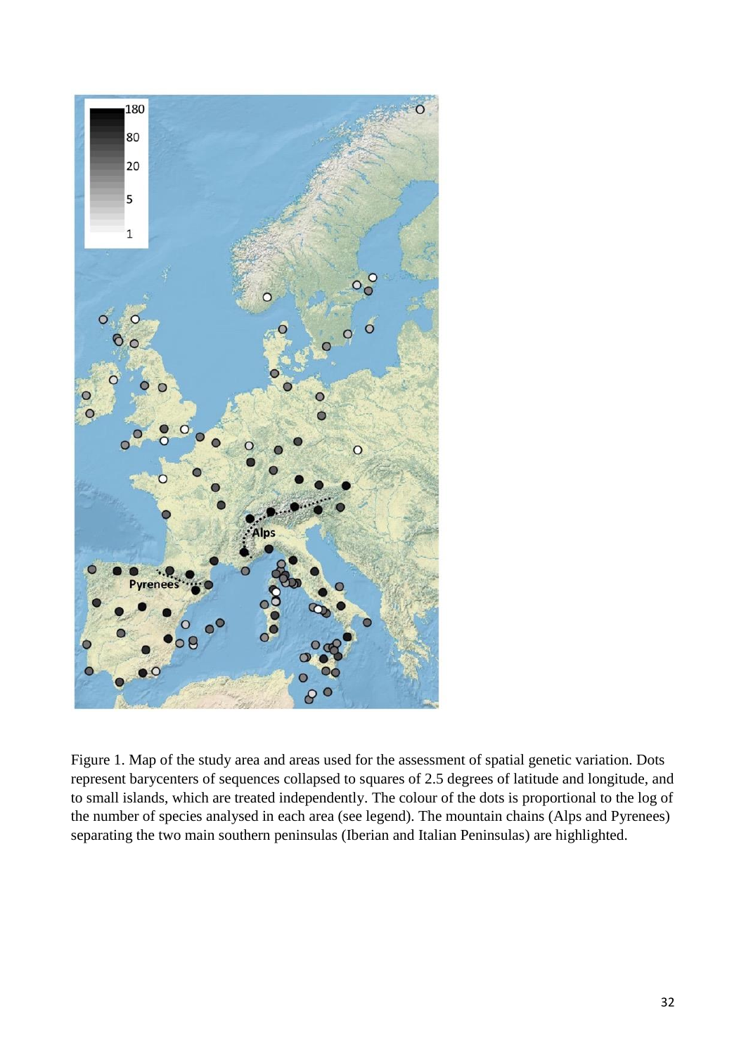Figure 1. Map of the study area and areas used for the assessment of spatial genetic variation. Dots represent barycenters of sequences collapsed to squares of 2.5 degrees of latitude and longitude, and to small islands, which are treated independently. The colour of the dots is proportional to the log of the number of species analysed in each area (see legend). The mountain chains (Alps and Pyrenees) separating the two main southern peninsulas (Iberian and Italian Peninsulas) are highlighted.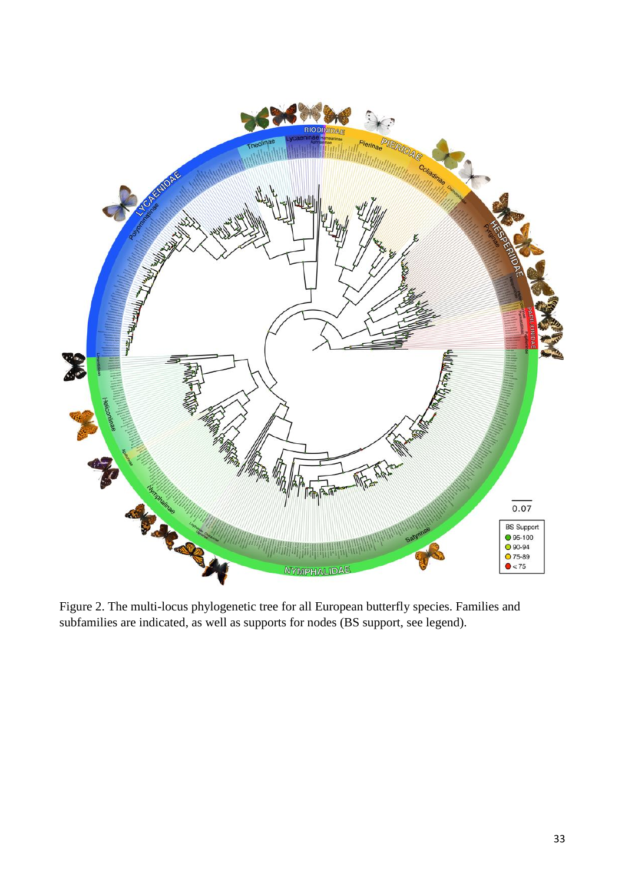Figure 2. The multi-locus phylogenetic tree for all European butterfly species. Families and subfamilies are indicated, as well as supports for nodes (BS support, see legend).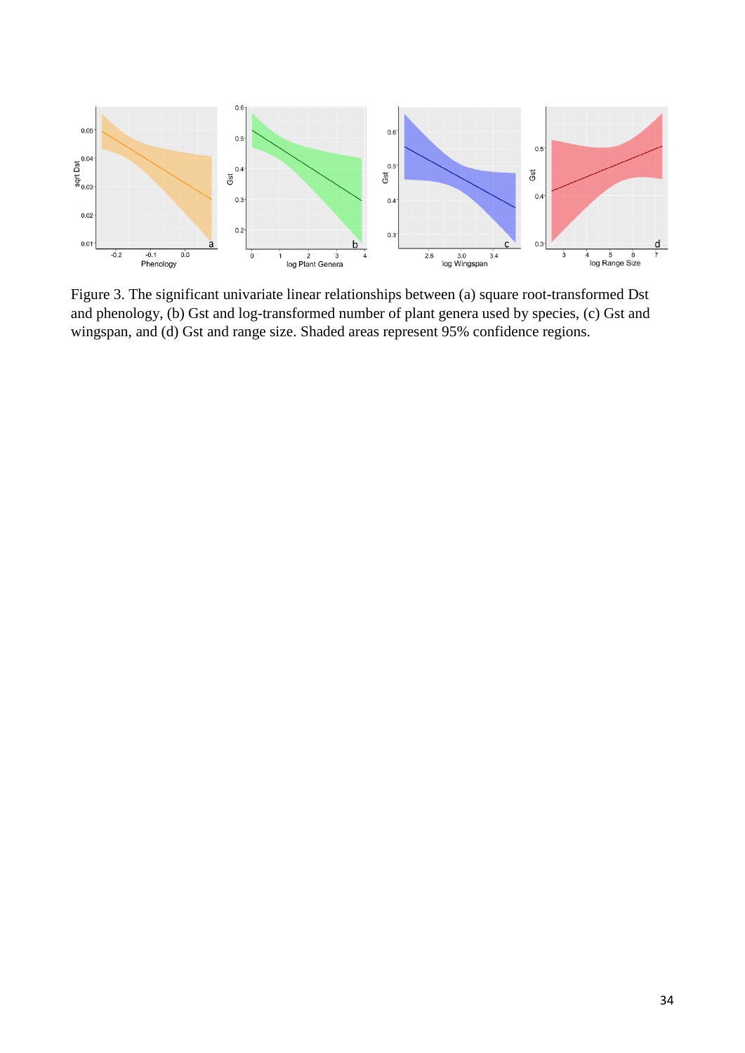Figure 3. The significant univariate linear relationships between (a) square root-transformed Dst and phenology, (b) Gst and log-transformed number of plant genera used by species, (c) Gst and wingspan, and (d) Gst and range size. Shaded areas represent 95% confidence regions.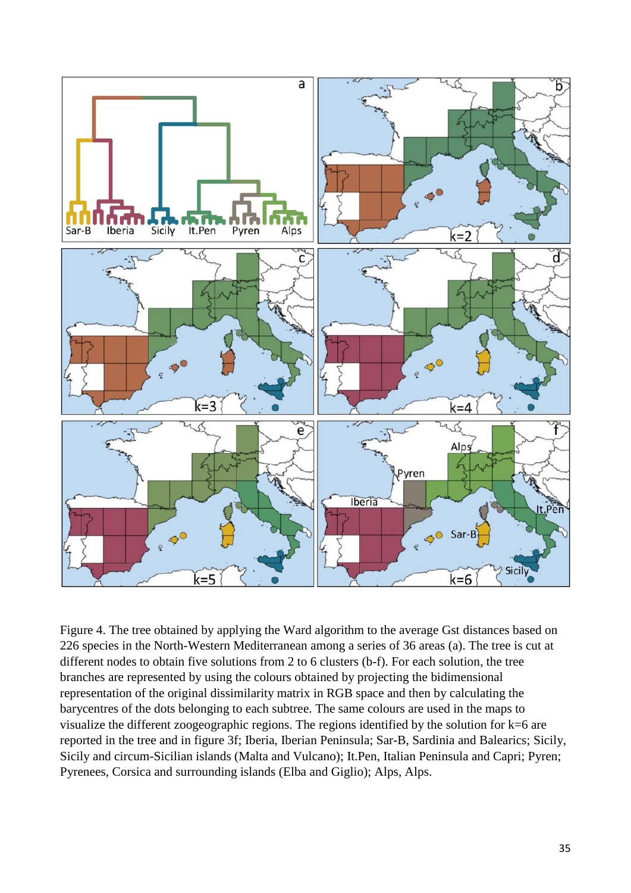Figure 4. The tree obtained by applying the Ward algorithm to the average Gst distances based on 226 species in the North-Western Mediterranean among a series of 36 areas (a). The tree is cut at different nodes to obtain five solutions from 2 to 6 clusters (b-f). For each solution, the tree branches are represented by using the colours obtained by projecting the bidimensional representation of the original dissimilarity matrix in RGB space and then by calculating the barycentres of the dots belonging to each subtree. The same colours are used in the maps to visualize the different zoogeographic regions. The regions identified by the solution for k=6 are reported in the tree and in figure 3f; Iberia, Iberian Peninsula; Sar-B, Sardinia and Balearics; Sicily, Sicily and circum-Sicilian islands (Malta and Vulcano); It.Pen, Italian Peninsula and Capri; Pyren; Pyrenees, Corsica and surrounding islands (Elba and Giglio); Alps, Alps.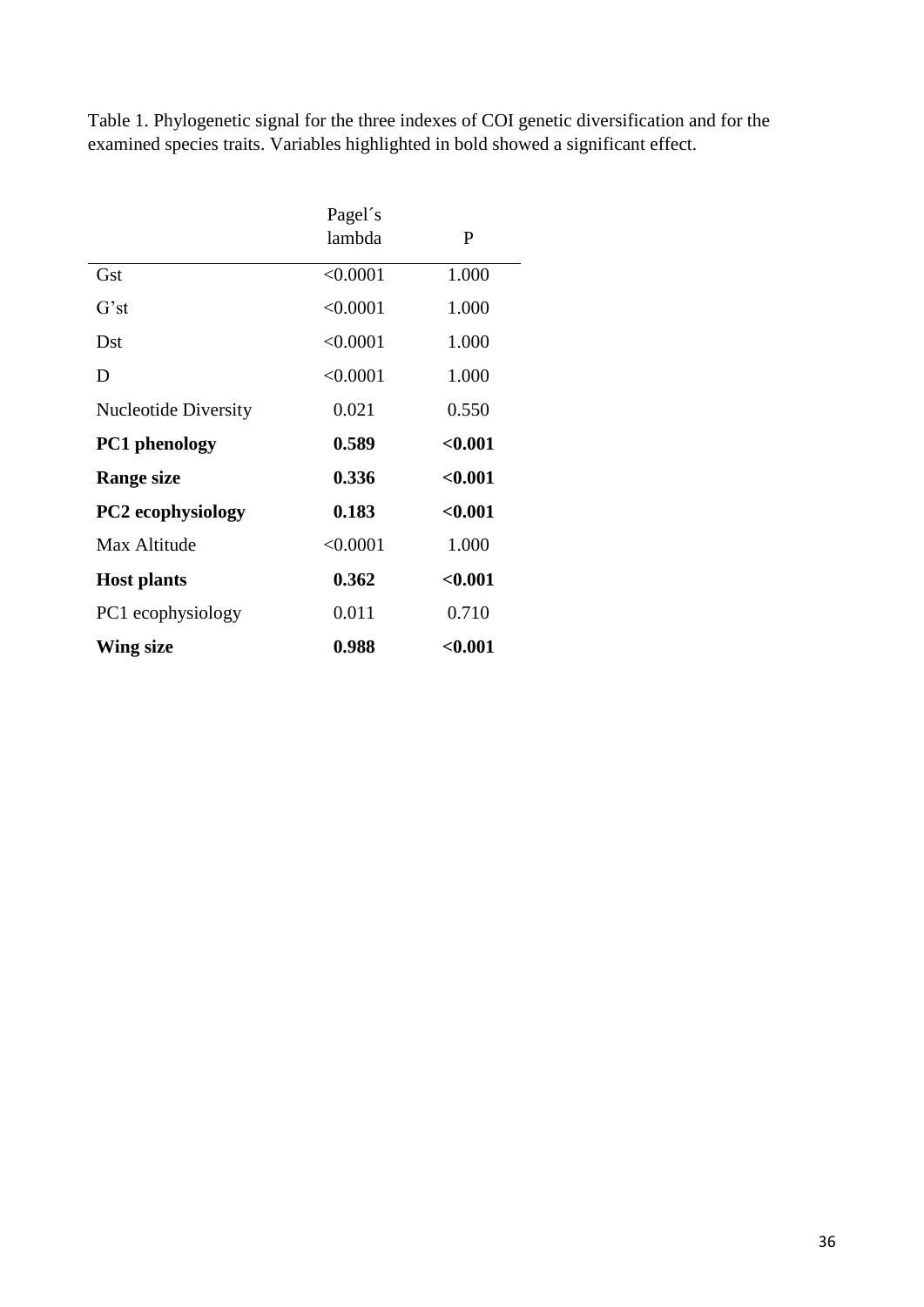Table 1. Phylogenetic signal for the three indexes of COI genetic diversification and for the examined species traits. Variables highlighted in bold showed a significant effect.

| | Pagel´s lambda | P |
|---|---|---|
| Gst | <0.0001 | 1.000 |
| G’st | <0.0001 | 1.000 |
| Dst | <0.0001 | 1.000 |
| D | <0.0001 | 1.000 |
| Nucleotide Diversity | 0.021 | 0.550 |
| **PC1 phenology** | **0.589** | **<0.001** |
| **Range size** | **0.336** | **<0.001** |
| **PC2 ecophysiology** | **0.183** | **<0.001** |
| Max Altitude | <0.0001 | 1.000 |
| **Host plants** | **0.362** | **<0.001** |
| PC1 ecophysiology | 0.011 | 0.710 |
| **Wing size** | **0.988** | **<0.001** |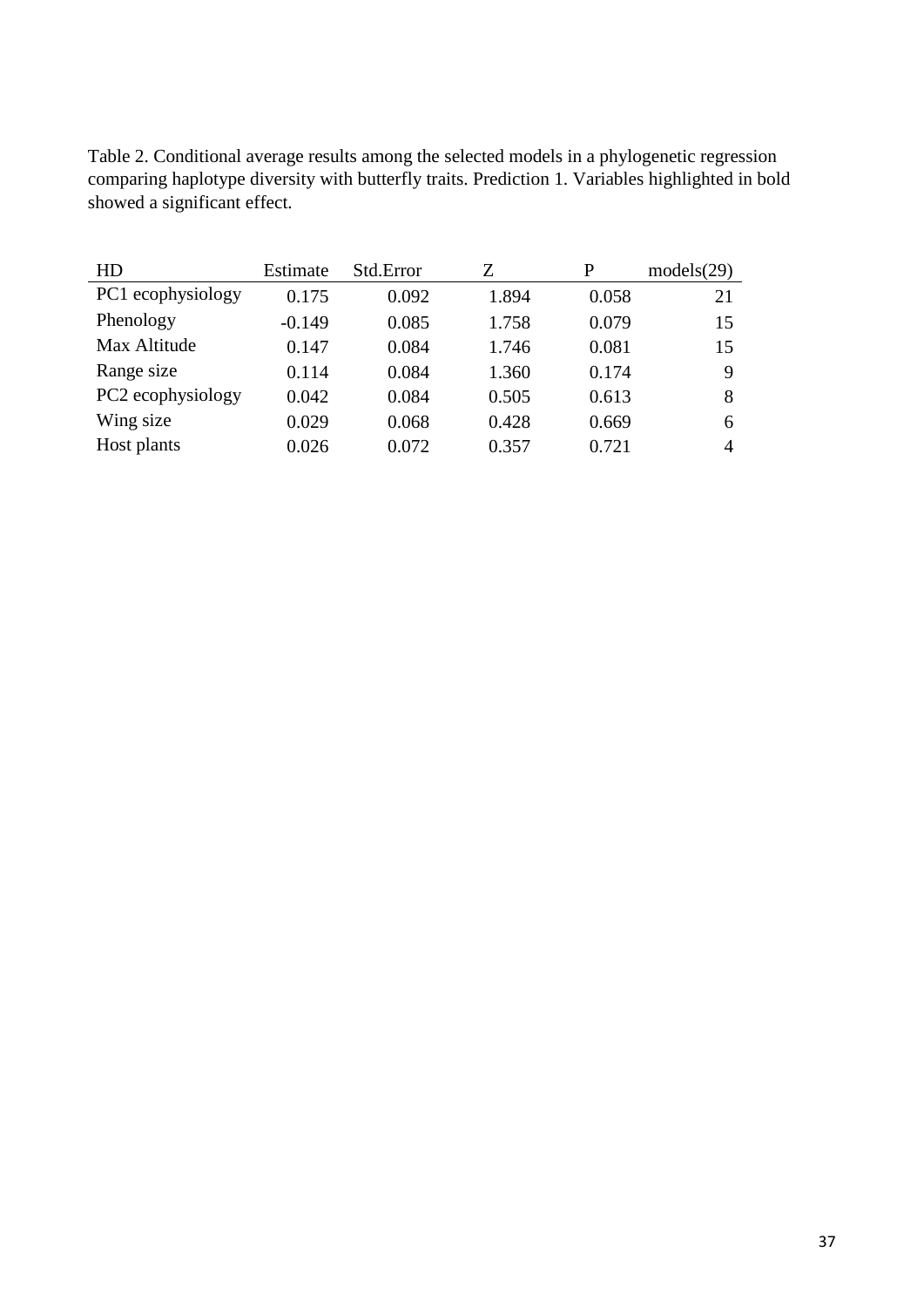Table 2. Conditional average results among the selected models in a phylogenetic regression comparing haplotype diversity with butterfly traits. Prediction 1. Variables highlighted in bold showed a significant effect.

| HD | Estimate | Std.Error | Z | P | models(29) |
|---|---|---|---|---|---|
| PC1 ecophysiology | 0.175 | 0.092 | 1.894 | 0.058 | 21 |
| Phenology | -0.149 | 0.085 | 1.758 | 0.079 | 15 |
| Max Altitude | 0.147 | 0.084 | 1.746 | 0.081 | 15 |
| Range size | 0.114 | 0.084 | 1.360 | 0.174 | 9 |
| PC2 ecophysiology | 0.042 | 0.084 | 0.505 | 0.613 | 8 |
| Wing size | 0.029 | 0.068 | 0.428 | 0.669 | 6 |
| Host plants | 0.026 | 0.072 | 0.357 | 0.721 | 4 |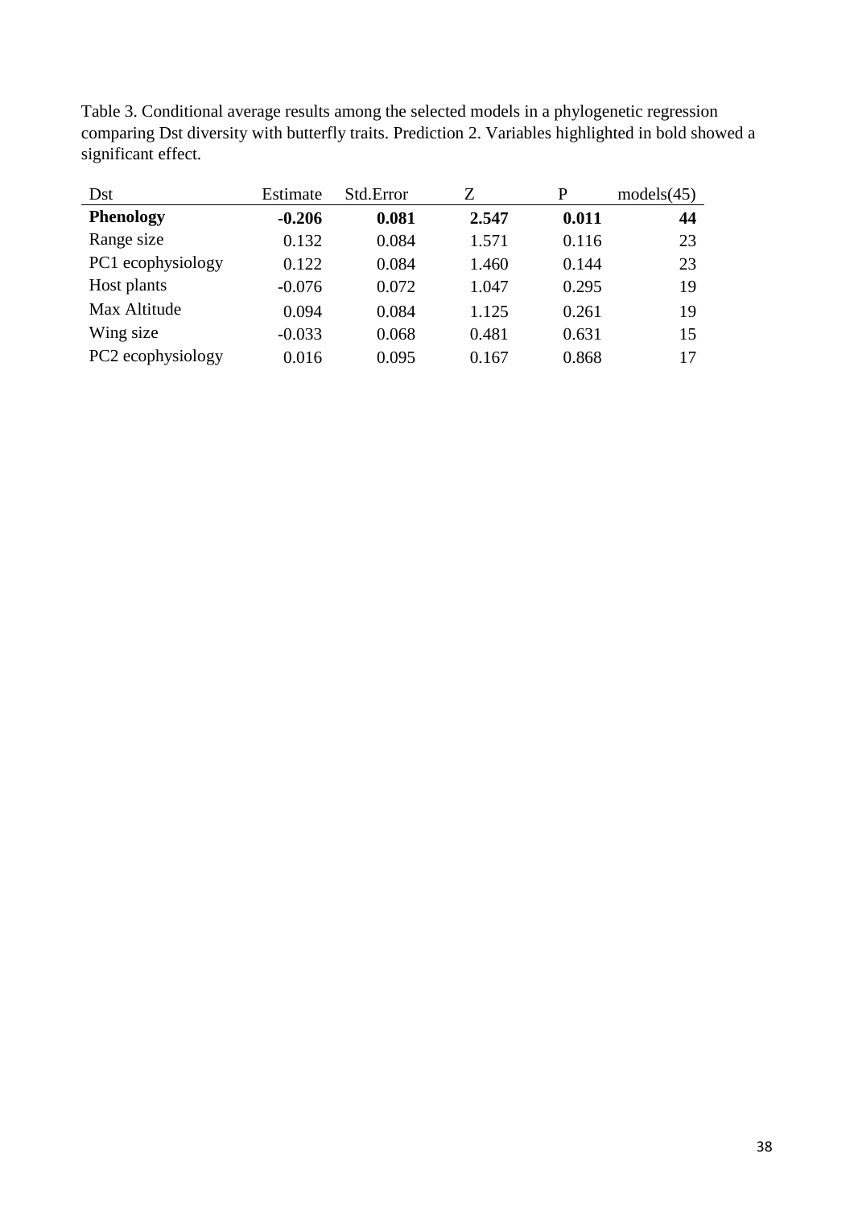Table 3. Conditional average results among the selected models in a phylogenetic regression comparing Dst diversity with butterfly traits. Prediction 2. Variables highlighted in bold showed a significant effect.

| Dst | Estimate | Std.Error | Z | P | models(45) |
|---|---|---|---|---|---|
| **Phenology** | **-0.206** | **0.081** | **2.547** | **0.011** | **44** |
| Range size | 0.132 | 0.084 | 1.571 | 0.116 | 23 |
| PC1 ecophysiology | 0.122 | 0.084 | 1.460 | 0.144 | 23 |
| Host plants | -0.076 | 0.072 | 1.047 | 0.295 | 19 |
| Max Altitude | 0.094 | 0.084 | 1.125 | 0.261 | 19 |
| Wing size | -0.033 | 0.068 | 0.481 | 0.631 | 15 |
| PC2 ecophysiology | 0.016 | 0.095 | 0.167 | 0.868 | 17 |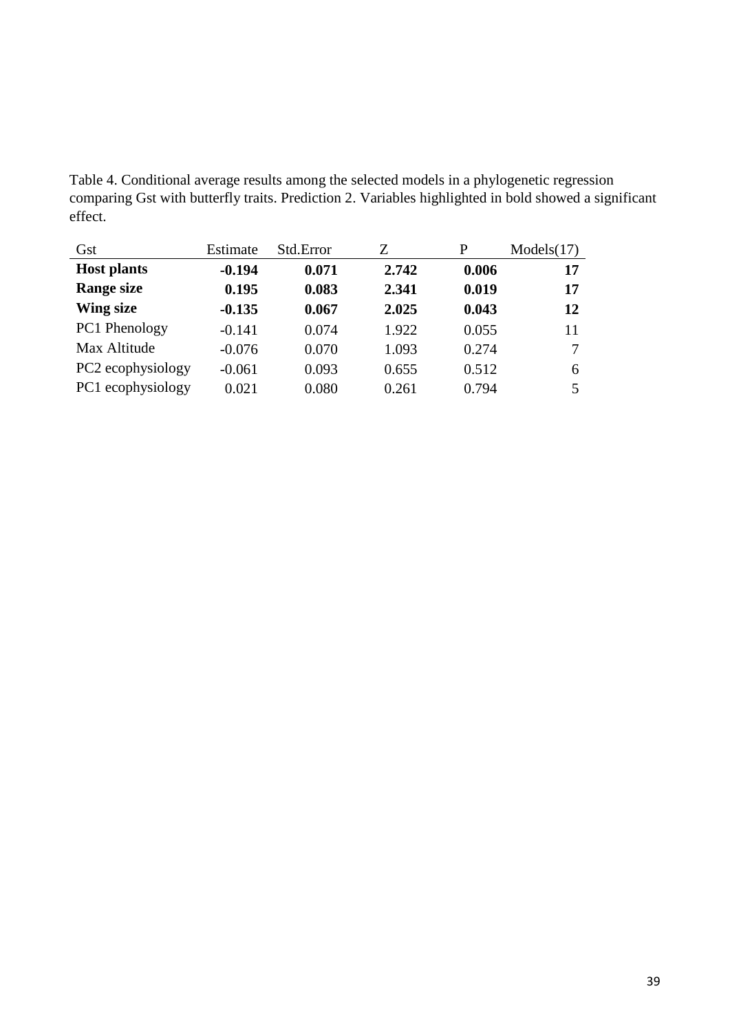Table 4. Conditional average results among the selected models in a phylogenetic regression comparing Gst with butterfly traits. Prediction 2. Variables highlighted in bold showed a significant effect.

| Gst | Estimate | Std.Error | Z | P | Models(17) |
|---|---|---|---|---|---|
| **Host plants** | **-0.194** | **0.071** | **2.742** | **0.006** | **17** |
| **Range size** | **0.195** | **0.083** | **2.341** | **0.019** | **17** |
| **Wing size** | **-0.135** | **0.067** | **2.025** | **0.043** | **12** |
| PC1 Phenology | -0.141 | 0.074 | 1.922 | 0.055 | 11 |
| Max Altitude | -0.076 | 0.070 | 1.093 | 0.274 | 7 |
| PC2 ecophysiology | -0.061 | 0.093 | 0.655 | 0.512 | 6 |
| PC1 ecophysiology | 0.021 | 0.080 | 0.261 | 0.794 | 5 |